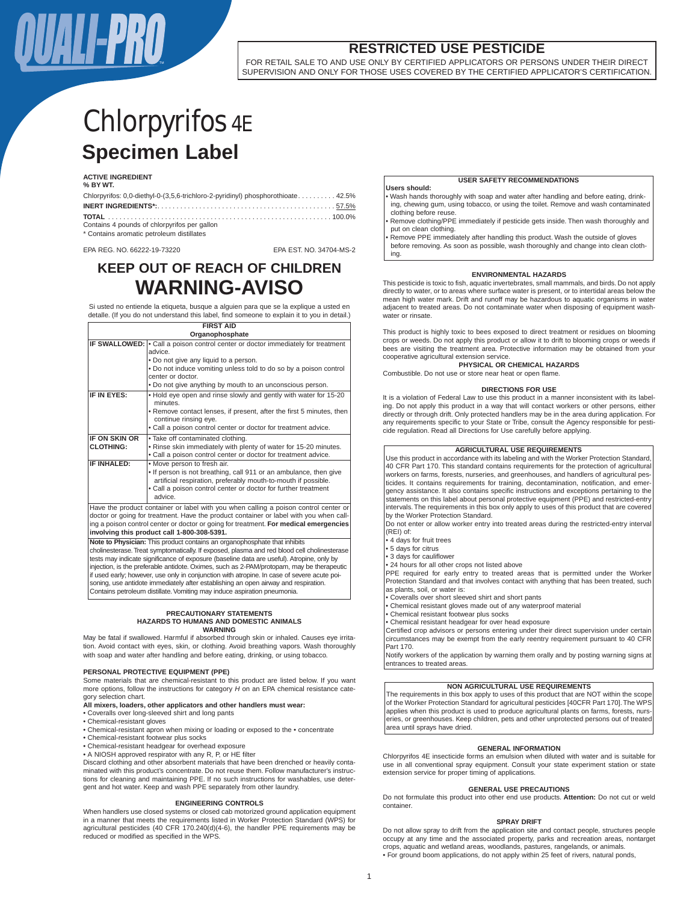QUALI-PRO™

## RESTRICTED USE PESTICIDE

FOR RETAIL SALE TO AND USE ONLY BY CERTIFIED APPLICATORS OR PERSONS UNDER THEIR DIRECT SUPERVISION AND ONLY FOR THOSE USES COVERED BY THE CERTIFIED APPLICATOR'S CERTIFICATION.

# Chlorpyrifos 4E

# Specimen Label

**ACTIVE INGREDIENT**
**% BY WT.**

| | |
|---|---|
| Chlorpyrifos: 0,0-diethyl-0-(3,5,6-trichloro-2-pyridinyl) phosphorothioate | 42.5% |
| **INERT INGREDIENTS*:** | 57.5% |
| **TOTAL** | 100.0% |

Contains 4 pounds of chlorpyrifos per gallon
* Contains aromatic petroleum distillates

EPA REG. NO. 66222-19-73220 EPA EST. NO. 34704-MS-2

## KEEP OUT OF REACH OF CHILDREN

## WARNING-AVISO

Si usted no entiende la etiqueta, busque a alguien para que se la explique a usted en detalle. (If you do not understand this label, find someone to explain it to you in detail.)

| FIRST AID Organophosphate | |
|---|---|
| **IF SWALLOWED:** | • Call a poison control center or doctor immediately for treatment advice.<br>• Do not give any liquid to a person.<br>• Do not induce vomiting unless told to do so by a poison control center or doctor.<br>• Do not give anything by mouth to an unconscious person. |
| **IF IN EYES:** | • Hold eye open and rinse slowly and gently with water for 15-20 minutes.<br>• Remove contact lenses, if present, after the first 5 minutes, then continue rinsing eye.<br>• Call a poison control center or doctor for treatment advice. |
| **IF ON SKIN OR CLOTHING:** | • Take off contaminated clothing.<br>• Rinse skin immediately with plenty of water for 15-20 minutes.<br>• Call a poison control center or doctor for treatment advice. |
| **IF INHALED:** | • Move person to fresh air.<br>• If person is not breathing, call 911 or an ambulance, then give artificial respiration, preferably mouth-to-mouth if possible.<br>• Call a poison control center or doctor for further treatment advice. |

Have the product container or label with you when calling a poison control center or doctor or going for treatment. Have the product container or label with you when calling a poison control center or doctor or going for treatment. **For medical emergencies involving this product call 1-800-308-5391.**

**Note to Physician:** This product contains an organophosphate that inhibits cholinesterase. Treat symptomatically. If exposed, plasma and red blood cell cholinesterase tests may indicate significance of exposure (baseline data are useful). Atropine, only by injection, is the preferable antidote. Oximes, such as 2-PAM/protopam, may be therapeutic if used early; however, use only in conjunction with atropine. In case of severe acute poisoning, use antidote immediately after establishing an open airway and respiration. Contains petroleum distillate. Vomiting may induce aspiration pneumonia.

### PRECAUTIONARY STATEMENTS
### HAZARDS TO HUMANS AND DOMESTIC ANIMALS
**WARNING**

May be fatal if swallowed. Harmful if absorbed through skin or inhaled. Causes eye irritation. Avoid contact with eyes, skin, or clothing. Avoid breathing vapors. Wash thoroughly with soap and water after handling and before eating, drinking, or using tobacco.

### PERSONAL PROTECTIVE EQUIPMENT (PPE)

Some materials that are chemical-resistant to this product are listed below. If you want more options, follow the instructions for category *H* on an EPA chemical resistance category selection chart.

**All mixers, loaders, other applicators and other handlers must wear:**

- Coveralls over long-sleeved shirt and long pants
- Chemical-resistant gloves
- Chemical-resistant apron when mixing or loading or exposed to the • concentrate
- Chemical-resistant footwear plus socks
- Chemical-resistant headgear for overhead exposure
- A NIOSH approved respirator with any R, P, or HE filter

Discard clothing and other absorbent materials that have been drenched or heavily contaminated with this product's concentrate. Do not reuse them. Follow manufacturer's instructions for cleaning and maintaining PPE. If no such instructions for washables, use detergent and hot water. Keep and wash PPE separately from other laundry.

### ENGINEERING CONTROLS

When handlers use closed systems or closed cab motorized ground application equipment in a manner that meets the requirements listed in Worker Protection Standard (WPS) for agricultural pesticides (40 CFR 170.240(d)(4-6), the handler PPE requirements may be reduced or modified as specified in the WPS.

### USER SAFETY RECOMMENDATIONS

**Users should:**

- Wash hands thoroughly with soap and water after handling and before eating, drinking, chewing gum, using tobacco, or using the toilet. Remove and wash contaminated clothing before reuse.
- Remove clothing/PPE immediately if pesticide gets inside. Then wash thoroughly and put on clean clothing.
- Remove PPE immediately after handling this product. Wash the outside of gloves before removing. As soon as possible, wash thoroughly and change into clean clothing.

### ENVIRONMENTAL HAZARDS

This pesticide is toxic to fish, aquatic invertebrates, small mammals, and birds. Do not apply directly to water, or to areas where surface water is present, or to intertidal areas below the mean high water mark. Drift and runoff may be hazardous to aquatic organisms in water adjacent to treated areas. Do not contaminate water when disposing of equipment washwater or rinsate.

This product is highly toxic to bees exposed to direct treatment or residues on blooming crops or weeds. Do not apply this product or allow it to drift to blooming crops or weeds if bees are visiting the treatment area. Protective information may be obtained from your cooperative agricultural extension service.

### PHYSICAL OR CHEMICAL HAZARDS

Combustible. Do not use or store near heat or open flame.

### DIRECTIONS FOR USE

It is a violation of Federal Law to use this product in a manner inconsistent with its labeling. Do not apply this product in a way that will contact workers or other persons, either directly or through drift. Only protected handlers may be in the area during application. For any requirements specific to your State or Tribe, consult the Agency responsible for pesticide regulation. Read all Directions for Use carefully before applying.

### AGRICULTURAL USE REQUIREMENTS

Use this product in accordance with its labeling and with the Worker Protection Standard, 40 CFR Part 170. This standard contains requirements for the protection of agricultural workers on farms, forests, nurseries, and greenhouses, and handlers of agricultural pesticides. It contains requirements for training, decontamination, notification, and emergency assistance. It also contains specific instructions and exceptions pertaining to the statements on this label about personal protective equipment (PPE) and restricted-entry intervals. The requirements in this box only apply to uses of this product that are covered by the Worker Protection Standard.

Do not enter or allow worker entry into treated areas during the restricted-entry interval (REI) of:

- 4 days for fruit trees
- 5 days for citrus
- 3 days for cauliflower
- 24 hours for all other crops not listed above

PPE required for early entry to treated areas that is permitted under the Worker Protection Standard and that involves contact with anything that has been treated, such as plants, soil, or water is:

- Coveralls over short sleeved shirt and short pants
- Chemical resistant gloves made out of any waterproof material
- Chemical resistant footwear plus socks
- Chemical resistant headgear for over head exposure

Certified crop advisors or persons entering under their direct supervision under certain circumstances may be exempt from the early reentry requirement pursuant to 40 CFR Part 170.

Notify workers of the application by warning them orally and by posting warning signs at entrances to treated areas.

### NON AGRICULTURAL USE REQUIREMENTS

The requirements in this box apply to uses of this product that are NOT within the scope of the Worker Protection Standard for agricultural pesticides [40CFR Part 170]. The WPS applies when this product is used to produce agricultural plants on farms, forests, nurseries, or greenhouses. Keep children, pets and other unprotected persons out of treated area until sprays have dried.

### GENERAL INFORMATION

Chlorpyrifos 4E insecticide forms an emulsion when diluted with water and is suitable for use in all conventional spray equipment. Consult your state experiment station or state extension service for proper timing of applications.

### GENERAL USE PRECAUTIONS

Do not formulate this product into other end use products. **Attention:** Do not cut or weld container.

### SPRAY DRIFT

Do not allow spray to drift from the application site and contact people, structures people occupy at any time and the associated property, parks and recreation areas, nontarget crops, aquatic and wetland areas, woodlands, pastures, rangelands, or animals.

- For ground boom applications, do not apply within 25 feet of rivers, natural ponds,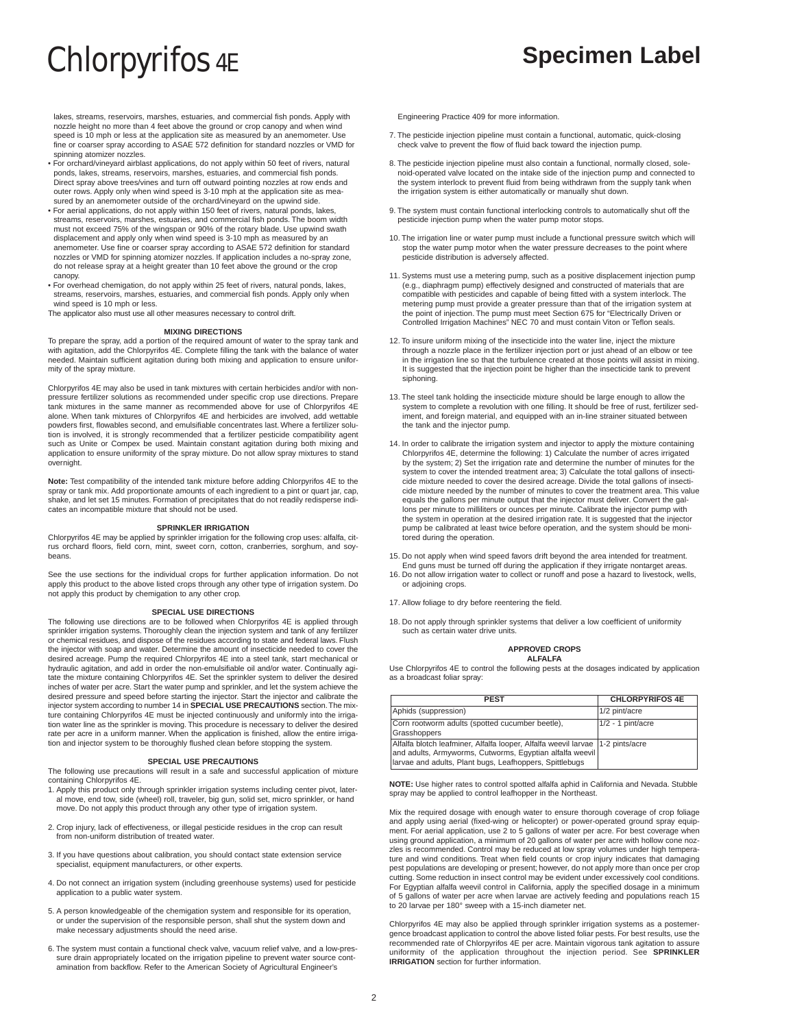lakes, streams, reservoirs, marshes, estuaries, and commercial fish ponds. Apply with nozzle height no more than 4 feet above the ground or crop canopy and when wind speed is 10 mph or less at the application site as measured by an anemometer. Use fine or coarser spray according to ASAE 572 definition for standard nozzles or VMD for spinning atomizer nozzles.

- For orchard/vineyard airblast applications, do not apply within 50 feet of rivers, natural ponds, lakes, streams, reservoirs, marshes, estuaries, and commercial fish ponds. Direct spray above trees/vines and turn off outward pointing nozzles at row ends and outer rows. Apply only when wind speed is 3-10 mph at the application site as measured by an anemometer outside of the orchard/vineyard on the upwind side.
- For aerial applications, do not apply within 150 feet of rivers, natural ponds, lakes, streams, reservoirs, marshes, estuaries, and commercial fish ponds. The boom width must not exceed 75% of the wingspan or 90% of the rotary blade. Use upwind swath displacement and apply only when wind speed is 3-10 mph as measured by an anemometer. Use fine or coarser spray according to ASAE 572 definition for standard nozzles or VMD for spinning atomizer nozzles. If application includes a no-spray zone, do not release spray at a height greater than 10 feet above the ground or the crop canopy.
- For overhead chemigation, do not apply within 25 feet of rivers, natural ponds, lakes, streams, reservoirs, marshes, estuaries, and commercial fish ponds. Apply only when wind speed is 10 mph or less.

The applicator also must use all other measures necessary to control drift.

## MIXING DIRECTIONS

To prepare the spray, add a portion of the required amount of water to the spray tank and with agitation, add the Chlorpyrifos 4E. Complete filling the tank with the balance of water needed. Maintain sufficient agitation during both mixing and application to ensure uniformity of the spray mixture.

Chlorpyrifos 4E may also be used in tank mixtures with certain herbicides and/or with nonpressure fertilizer solutions as recommended under specific crop use directions. Prepare tank mixtures in the same manner as recommended above for use of Chlorpyrifos 4E alone. When tank mixtures of Chlorpyrifos 4E and herbicides are involved, add wettable powders first, flowables second, and emulsifiable concentrates last. Where a fertilizer solution is involved, it is strongly recommended that a fertilizer pesticide compatibility agent such as Unite or Compex be used. Maintain constant agitation during both mixing and application to ensure uniformity of the spray mixture. Do not allow spray mixtures to stand overnight.

**Note:** Test compatibility of the intended tank mixture before adding Chlorpyrifos 4E to the spray or tank mix. Add proportionate amounts of each ingredient to a pint or quart jar, cap, shake, and let set 15 minutes. Formation of precipitates that do not readily redisperse indicates an incompatible mixture that should not be used.

## SPRINKLER IRRIGATION

Chlorpyrifos 4E may be applied by sprinkler irrigation for the following crop uses: alfalfa, citrus orchard floors, field corn, mint, sweet corn, cotton, cranberries, sorghum, and soybeans.

See the use sections for the individual crops for further application information. Do not apply this product to the above listed crops through any other type of irrigation system. Do not apply this product by chemigation to any other crop.

## SPECIAL USE DIRECTIONS

The following use directions are to be followed when Chlorpyrifos 4E is applied through sprinkler irrigation systems. Thoroughly clean the injection system and tank of any fertilizer or chemical residues, and dispose of the residues according to state and federal laws. Flush the injector with soap and water. Determine the amount of insecticide needed to cover the desired acreage. Pump the required Chlorpyrifos 4E into a steel tank, start mechanical or hydraulic agitation, and add in order the non-emulsifiable oil and/or water. Continually agitate the mixture containing Chlorpyrifos 4E. Set the sprinkler system to deliver the desired inches of water per acre. Start the water pump and sprinkler, and let the system achieve the desired pressure and speed before starting the injector. Start the injector and calibrate the injector system according to number 14 in **SPECIAL USE PRECAUTIONS** section. The mixture containing Chlorpyrifos 4E must be injected continuously and uniformly into the irrigation water line as the sprinkler is moving. This procedure is necessary to deliver the desired rate per acre in a uniform manner. When the application is finished, allow the entire irrigation and injector system to be thoroughly flushed clean before stopping the system.

## SPECIAL USE PRECAUTIONS

The following use precautions will result in a safe and successful application of mixture containing Chlorpyrifos 4E.

1. Apply this product only through sprinkler irrigation systems including center pivot, lateral move, end tow, side (wheel) roll, traveler, big gun, solid set, micro sprinkler, or hand move. Do not apply this product through any other type of irrigation system.
2. Crop injury, lack of effectiveness, or illegal pesticide residues in the crop can result from non-uniform distribution of treated water.
3. If you have questions about calibration, you should contact state extension service specialist, equipment manufacturers, or other experts.
4. Do not connect an irrigation system (including greenhouse systems) used for pesticide application to a public water system.
5. A person knowledgeable of the chemigation system and responsible for its operation, or under the supervision of the responsible person, shall shut the system down and make necessary adjustments should the need arise.
6. The system must contain a functional check valve, vacuum relief valve, and a low-pressure drain appropriately located on the irrigation pipeline to prevent water source contamination from backflow. Refer to the American Society of Agricultural Engineer's Engineering Practice 409 for more information.
7. The pesticide injection pipeline must contain a functional, automatic, quick-closing check valve to prevent the flow of fluid back toward the injection pump.
8. The pesticide injection pipeline must also contain a functional, normally closed, solenoid-operated valve located on the intake side of the injection pump and connected to the system interlock to prevent fluid from being withdrawn from the supply tank when the irrigation system is either automatically or manually shut down.
9. The system must contain functional interlocking controls to automatically shut off the pesticide injection pump when the water pump motor stops.
10. The irrigation line or water pump must include a functional pressure switch which will stop the water pump motor when the water pressure decreases to the point where pesticide distribution is adversely affected.
11. Systems must use a metering pump, such as a positive displacement injection pump (e.g., diaphragm pump) effectively designed and constructed of materials that are compatible with pesticides and capable of being fitted with a system interlock. The metering pump must provide a greater pressure than that of the irrigation system at the point of injection. The pump must meet Section 675 for "Electrically Driven or Controlled Irrigation Machines" NEC 70 and must contain Viton or Teflon seals.
12. To insure uniform mixing of the insecticide into the water line, inject the mixture through a nozzle place in the fertilizer injection port or just ahead of an elbow or tee in the irrigation line so that the turbulence created at those points will assist in mixing. It is suggested that the injection point be higher than the insecticide tank to prevent siphoning.
13. The steel tank holding the insecticide mixture should be large enough to allow the system to complete a revolution with one filling. It should be free of rust, fertilizer sediment, and foreign material, and equipped with an in-line strainer situated between the tank and the injector pump.
14. In order to calibrate the irrigation system and injector to apply the mixture containing Chlorpyrifos 4E, determine the following: 1) Calculate the number of acres irrigated by the system; 2) Set the irrigation rate and determine the number of minutes for the system to cover the intended treatment area; 3) Calculate the total gallons of insecticide mixture needed to cover the desired acreage. Divide the total gallons of insecticide mixture needed by the number of minutes to cover the treatment area. This value equals the gallons per minute output that the injector must deliver. Convert the gallons per minute to milliliters or ounces per minute. Calibrate the injector pump with the system in operation at the desired irrigation rate. It is suggested that the injector pump be calibrated at least twice before operation, and the system should be monitored during the operation.
15. Do not apply when wind speed favors drift beyond the area intended for treatment. End guns must be turned off during the application if they irrigate nontarget areas.
16. Do not allow irrigation water to collect or runoff and pose a hazard to livestock, wells, or adjoining crops.
17. Allow foliage to dry before reentering the field.
18. Do not apply through sprinkler systems that deliver a low coefficient of uniformity such as certain water drive units.

## APPROVED CROPS

### ALFALFA

Use Chlorpyrifos 4E to control the following pests at the dosages indicated by application as a broadcast foliar spray:

| PEST | CHLORPYRIFOS 4E |
|---|---|
| Aphids (suppression) | 1/2 pint/acre |
| Corn rootworm adults (spotted cucumber beetle), Grasshoppers | 1/2 - 1 pint/acre |
| Alfalfa blotch leafminer, Alfalfa looper, Alfalfa weevil larvae and adults, Armyworms, Cutworms, Egyptian alfalfa weevil larvae and adults, Plant bugs, Leafhoppers, Spittlebugs | 1-2 pints/acre |

**NOTE:** Use higher rates to control spotted alfalfa aphid in California and Nevada. Stubble spray may be applied to control leafhopper in the Northeast.

Mix the required dosage with enough water to ensure thorough coverage of crop foliage and apply using aerial (fixed-wing or helicopter) or power-operated ground spray equipment. For aerial application, use 2 to 5 gallons of water per acre. For best coverage when using ground application, a minimum of 20 gallons of water per acre with hollow cone nozzles is recommended. Control may be reduced at low spray volumes under high temperature and wind conditions. Treat when field counts or crop injury indicates that damaging pest populations are developing or present; however, do not apply more than once per crop cutting. Some reduction in insect control may be evident under excessively cool conditions. For Egyptian alfalfa weevil control in California, apply the specified dosage in a minimum of 5 gallons of water per acre when larvae are actively feeding and populations reach 15 to 20 larvae per 180° sweep with a 15-inch diameter net.

Chlorpyrifos 4E may also be applied through sprinkler irrigation systems as a postemergence broadcast application to control the above listed foliar pests. For best results, use the recommended rate of Chlorpyrifos 4E per acre. Maintain vigorous tank agitation to assure uniformity of the application throughout the injection period. See **SPRINKLER IRRIGATION** section for further information.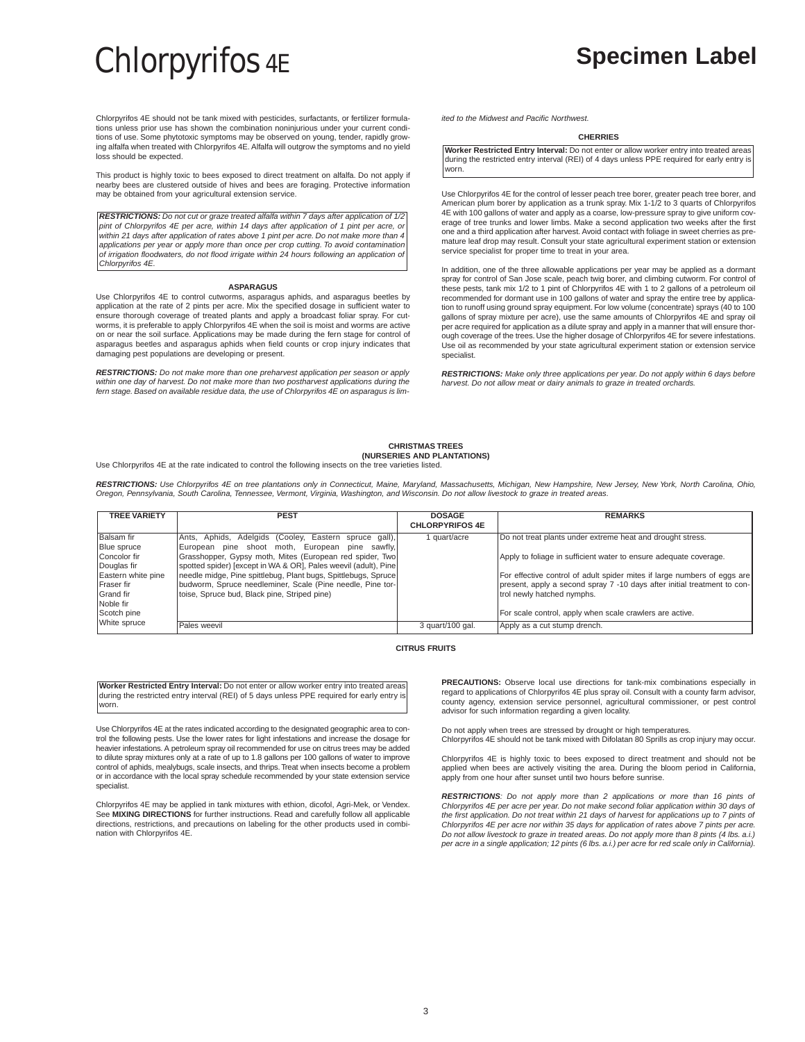Chlorpyrifos 4E should not be tank mixed with pesticides, surfactants, or fertilizer formulations unless prior use has shown the combination noninjurious under your current conditions of use. Some phytotoxic symptoms may be observed on young, tender, rapidly growing alfalfa when treated with Chlorpyrifos 4E. Alfalfa will outgrow the symptoms and no yield loss should be expected.

This product is highly toxic to bees exposed to direct treatment on alfalfa. Do not apply if nearby bees are clustered outside of hives and bees are foraging. Protective information may be obtained from your agricultural extension service.

***RESTRICTIONS:*** *Do not cut or graze treated alfalfa within 7 days after application of 1/2 pint of Chlorpyrifos 4E per acre, within 14 days after application of 1 pint per acre, or within 21 days after application of rates above 1 pint per acre. Do not make more than 4 applications per year or apply more than once per crop cutting. To avoid contamination of irrigation floodwaters, do not flood irrigate within 24 hours following an application of Chlorpyrifos 4E.*

### ASPARAGUS

Use Chlorpyrifos 4E to control cutworms, asparagus aphids, and asparagus beetles by application at the rate of 2 pints per acre. Mix the specified dosage in sufficient water to ensure thorough coverage of treated plants and apply a broadcast foliar spray. For cutworms, it is preferable to apply Chlorpyrifos 4E when the soil is moist and worms are active on or near the soil surface. Applications may be made during the fern stage for control of asparagus beetles and asparagus aphids when field counts or crop injury indicates that damaging pest populations are developing or present.

***RESTRICTIONS:*** *Do not make more than one preharvest application per season or apply within one day of harvest. Do not make more than two postharvest applications during the fern stage. Based on available residue data, the use of Chlorpyrifos 4E on asparagus is limited to the Midwest and Pacific Northwest.*

### CHERRIES

**Worker Restricted Entry Interval:** Do not enter or allow worker entry into treated areas during the restricted entry interval (REI) of 4 days unless PPE required for early entry is worn.

Use Chlorpyrifos 4E for the control of lesser peach tree borer, greater peach tree borer, and American plum borer by application as a trunk spray. Mix 1-1/2 to 3 quarts of Chlorpyrifos 4E with 100 gallons of water and apply as a coarse, low-pressure spray to give uniform coverage of tree trunks and lower limbs. Make a second application two weeks after the first one and a third application after harvest. Avoid contact with foliage in sweet cherries as premature leaf drop may result. Consult your state agricultural experiment station or extension service specialist for proper time to treat in your area.

In addition, one of the three allowable applications per year may be applied as a dormant spray for control of San Jose scale, peach twig borer, and climbing cutworm. For control of these pests, tank mix 1/2 to 1 pint of Chlorpyrifos 4E with 1 to 2 gallons of a petroleum oil recommended for dormant use in 100 gallons of water and spray the entire tree by application to runoff using ground spray equipment. For low volume (concentrate) sprays (40 to 100 gallons of spray mixture per acre), use the same amounts of Chlorpyrifos 4E and spray oil per acre required for application as a dilute spray and apply in a manner that will ensure thorough coverage of the trees. Use the higher dosage of Chlorpyrifos 4E for severe infestations. Use oil as recommended by your state agricultural experiment station or extension service specialist.

***RESTRICTIONS:*** *Make only three applications per year. Do not apply within 6 days before harvest. Do not allow meat or dairy animals to graze in treated orchards.*

### CHRISTMAS TREES (NURSERIES AND PLANTATIONS)

Use Chlorpyrifos 4E at the rate indicated to control the following insects on the tree varieties listed.

***RESTRICTIONS:*** *Use Chlorpyrifos 4E on tree plantations only in Connecticut, Maine, Maryland, Massachusetts, Michigan, New Hampshire, New Jersey, New York, North Carolina, Ohio, Oregon, Pennsylvania, South Carolina, Tennessee, Vermont, Virginia, Washington, and Wisconsin. Do not allow livestock to graze in treated areas.*

| TREE VARIETY | PEST | DOSAGE CHLORPYRIFOS 4E | REMARKS |
|---|---|---|---|
| Balsam fir<br>Blue spruce<br>Concolor fir<br>Douglas fir<br>Eastern white pine<br>Fraser fir<br>Grand fir<br>Noble fir<br>Scotch pine<br>White spruce | Ants, Aphids, Adelgids (Cooley, Eastern spruce gall), European pine shoot moth, European pine sawfly, Grasshopper, Gypsy moth, Mites (European red spider, Two spotted spider) [except in WA & OR], Pales weevil (adult), Pine needle midge, Pine spittlebug, Plant bugs, Spittlebugs, Spruce budworm, Spruce needleminer, Scale (Pine needle, Pine tortoise, Spruce bud, Black pine, Striped pine) | 1 quart/acre | Do not treat plants under extreme heat and drought stress.<br>Apply to foliage in sufficient water to ensure adequate coverage.<br>For effective control of adult spider mites if large numbers of eggs are present, apply a second spray 7 -10 days after initial treatment to control newly hatched nymphs.<br>For scale control, apply when scale crawlers are active. |
| | Pales weevil | 3 quart/100 gal. | Apply as a cut stump drench. |

### CITRUS FRUITS

**Worker Restricted Entry Interval:** Do not enter or allow worker entry into treated areas during the restricted entry interval (REI) of 5 days unless PPE required for early entry is worn.

Use Chlorpyrifos 4E at the rates indicated according to the designated geographic area to control the following pests. Use the lower rates for light infestations and increase the dosage for heavier infestations. A petroleum spray oil recommended for use on citrus trees may be added to dilute spray mixtures only at a rate of up to 1.8 gallons per 100 gallons of water to improve control of aphids, mealybugs, scale insects, and thrips. Treat when insects become a problem or in accordance with the local spray schedule recommended by your state extension service specialist.

Chlorpyrifos 4E may be applied in tank mixtures with ethion, dicofol, Agri-Mek, or Vendex. See **MIXING DIRECTIONS** for further instructions. Read and carefully follow all applicable directions, restrictions, and precautions on labeling for the other products used in combination with Chlorpyrifos 4E.

**PRECAUTIONS:** Observe local use directions for tank-mix combinations especially in regard to applications of Chlorpyrifos 4E plus spray oil. Consult with a county farm advisor, county agency, extension service personnel, agricultural commissioner, or pest control advisor for such information regarding a given locality.

Do not apply when trees are stressed by drought or high temperatures.
Chlorpyrifos 4E should not be tank mixed with Difolatan 80 Sprills as crop injury may occur.

Chlorpyrifos 4E is highly toxic to bees exposed to direct treatment and should not be applied when bees are actively visiting the area. During the bloom period in California, apply from one hour after sunset until two hours before sunrise.

***RESTRICTIONS****: Do not apply more than 2 applications or more than 16 pints of Chlorpyrifos 4E per acre per year. Do not make second foliar application within 30 days of the first application. Do not treat within 21 days of harvest for applications up to 7 pints of Chlorpyrifos 4E per acre nor within 35 days for application of rates above 7 pints per acre. Do not allow livestock to graze in treated areas. Do not apply more than 8 pints (4 lbs. a.i.) per acre in a single application; 12 pints (6 lbs. a.i.) per acre for red scale only in California).*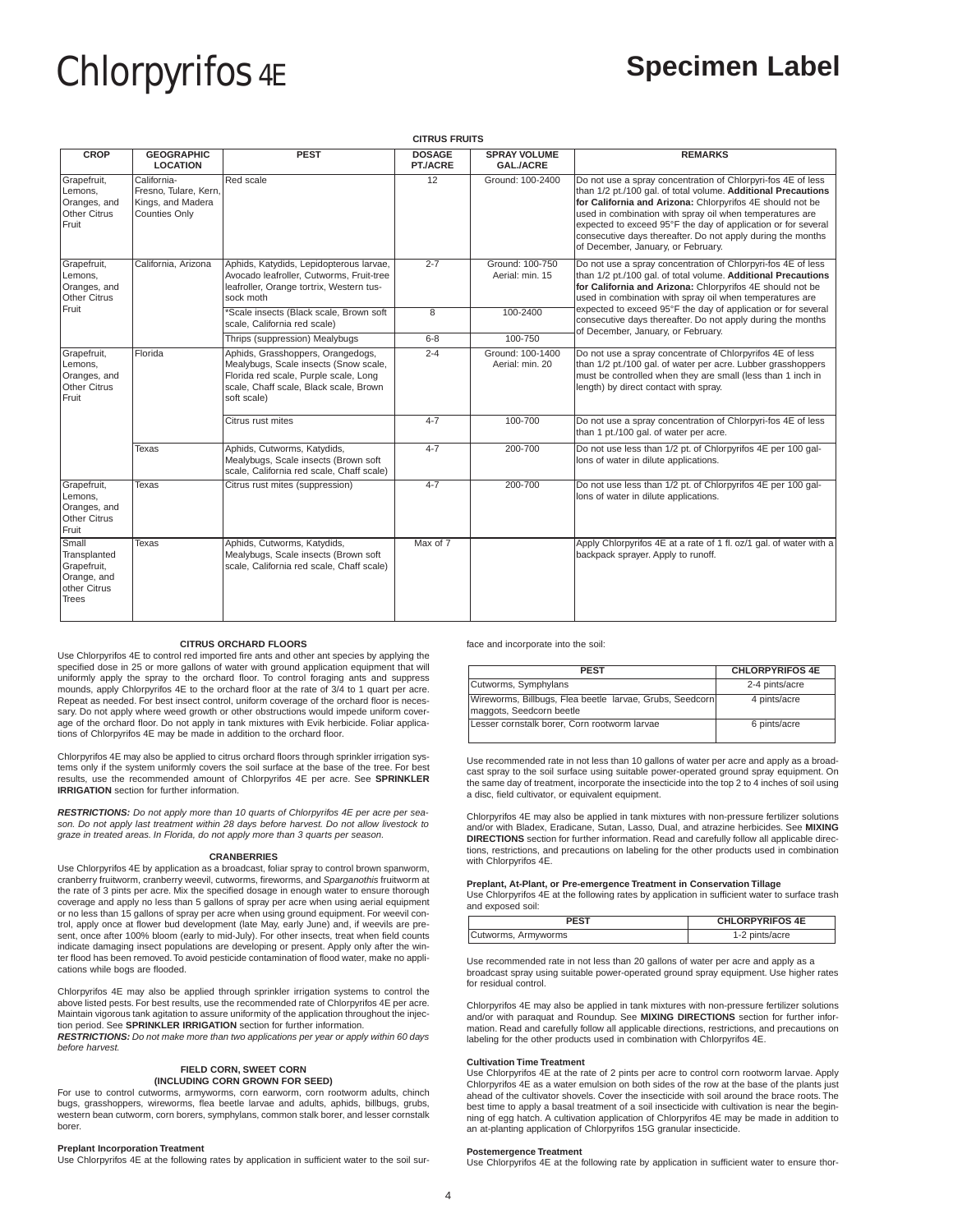# Chlorpyrifos 4E

## Specimen Label

**CITRUS FRUITS**

| CROP | GEOGRAPHIC LOCATION | PEST | DOSAGE PT./ACRE | SPRAY VOLUME GAL./ACRE | REMARKS |
|---|---|---|---|---|---|
| Grapefruit, Lemons, Oranges, and Other Citrus Fruit | California- Fresno, Tulare, Kern, Kings, and Madera Counties Only | Red scale | 12 | Ground: 100-2400 | Do not use a spray concentration of Chlorpyri-fos 4E of less than 1/2 pt./100 gal. of total volume. **Additional Precautions for California and Arizona:** Chlorpyrifos 4E should not be used in combination with spray oil when temperatures are expected to exceed 95°F the day of application or for several consecutive days thereafter. Do not apply during the months of December, January, or February. |
| Grapefruit, Lemons, Oranges, and Other Citrus Fruit | California, Arizona | Aphids, Katydids, Lepidopterous larvae, Avocado leafroller, Cutworms, Fruit-tree leafroller, Orange tortrix, Western tus-sock moth | 2-7 | Ground: 100-750 Aerial: min. 15 | Do not use a spray concentration of Chlorpyri-fos 4E of less than 1/2 pt./100 gal. of total volume. **Additional Precautions for California and Arizona:** Chlorpyrifos 4E should not be used in combination with spray oil when temperatures are expected to exceed 95°F the day of application or for several consecutive days thereafter. Do not apply during the months of December, January, or February. |
| | | *Scale insects (Black scale, Brown soft scale, California red scale) | 8 | 100-2400 | |
| | | Thrips (suppression) Mealybugs | 6-8 | 100-750 | |
| Grapefruit, Lemons, Oranges, and Other Citrus Fruit | Florida | Aphids, Grasshoppers, Orangedogs, Mealybugs, Scale insects (Snow scale, Florida red scale, Purple scale, Long scale, Chaff scale, Black scale, Brown soft scale) | 2-4 | Ground: 100-1400 Aerial: min. 20 | Do not use a spray concentrate of Chlorpyrifos 4E of less than 1/2 pt./100 gal. of water per acre. Lubber grasshoppers must be controlled when they are small (less than 1 inch in length) by direct contact with spray. |
| | | Citrus rust mites | 4-7 | 100-700 | Do not use a spray concentration of Chlorpyri-fos 4E of less than 1 pt./100 gal. of water per acre. |
| | Texas | Aphids, Cutworms, Katydids, Mealybugs, Scale insects (Brown soft scale, California red scale, Chaff scale) | 4-7 | 200-700 | Do not use less than 1/2 pt. of Chlorpyrifos 4E per 100 gal-lons of water in dilute applications. |
| Grapefruit, Lemons, Oranges, and Other Citrus Fruit | Texas | Citrus rust mites (suppression) | 4-7 | 200-700 | Do not use less than 1/2 pt. of Chlorpyrifos 4E per 100 gal-lons of water in dilute applications. |
| Small Transplanted Grapefruit, Orange, and other Citrus Trees | Texas | Aphids, Cutworms, Katydids, Mealybugs, Scale insects (Brown soft scale, California red scale, Chaff scale) | Max of 7 | | Apply Chlorpyrifos 4E at a rate of 1 fl. oz/1 gal. of water with a backpack sprayer. Apply to runoff. |

**CITRUS ORCHARD FLOORS**

Use Chlorpyrifos 4E to control red imported fire ants and other ant species by applying the specified dose in 25 or more gallons of water with ground application equipment that will uniformly apply the spray to the orchard floor. To control foraging ants and suppress mounds, apply Chlorpyrifos 4E to the orchard floor at the rate of 3/4 to 1 quart per acre. Repeat as needed. For best insect control, uniform coverage of the orchard floor is necessary. Do not apply where weed growth or other obstructions would impede uniform coverage of the orchard floor. Do not apply in tank mixtures with Evik herbicide. Foliar applications of Chlorpyrifos 4E may be made in addition to the orchard floor.

Chlorpyrifos 4E may also be applied to citrus orchard floors through sprinkler irrigation systems only if the system uniformly covers the soil surface at the base of the tree. For best results, use the recommended amount of Chlorpyrifos 4E per acre. See **SPRINKLER IRRIGATION** section for further information.

***RESTRICTIONS:*** *Do not apply more than 10 quarts of Chlorpyrifos 4E per acre per season. Do not apply last treatment within 28 days before harvest. Do not allow livestock to graze in treated areas. In Florida, do not apply more than 3 quarts per season.*

**CRANBERRIES**

Use Chlorpyrifos 4E by application as a broadcast, foliar spray to control brown spanworm, cranberry fruitworm, cranberry weevil, cutworms, fireworms, and *Sparganothis* fruitworm at the rate of 3 pints per acre. Mix the specified dosage in enough water to ensure thorough coverage and apply no less than 5 gallons of spray per acre when using aerial equipment or no less than 15 gallons of spray per acre when using ground equipment. For weevil control, apply once at flower bud development (late May, early June) and, if weevils are present, once after 100% bloom (early to mid-July). For other insects, treat when field counts indicate damaging insect populations are developing or present. Apply only after the winter flood has been removed. To avoid pesticide contamination of flood water, make no applications while bogs are flooded.

Chlorpyrifos 4E may also be applied through sprinkler irrigation systems to control the above listed pests. For best results, use the recommended rate of Chlorpyrifos 4E per acre. Maintain vigorous tank agitation to assure uniformity of the application throughout the injection period. See **SPRINKLER IRRIGATION** section for further information.

***RESTRICTIONS:*** *Do not make more than two applications per year or apply within 60 days before harvest.*

**FIELD CORN, SWEET CORN (INCLUDING CORN GROWN FOR SEED)**

For use to control cutworms, armyworms, corn earworm, corn rootworm adults, chinch bugs, grasshoppers, wireworms, flea beetle larvae and adults, aphids, billbugs, grubs, western bean cutworm, corn borers, symphylans, common stalk borer, and lesser cornstalk borer.

**Preplant Incorporation Treatment**

Use Chlorpyrifos 4E at the following rates by application in sufficient water to the soil surface and incorporate into the soil:

| PEST | CHLORPYRIFOS 4E |
|---|---|
| Cutworms, Symphylans | 2-4 pints/acre |
| Wireworms, Billbugs, Flea beetle larvae, Grubs, Seedcorn maggots, Seedcorn beetle | 4 pints/acre |
| Lesser cornstalk borer, Corn rootworm larvae | 6 pints/acre |

Use recommended rate in not less than 10 gallons of water per acre and apply as a broadcast spray to the soil surface using suitable power-operated ground spray equipment. On the same day of treatment, incorporate the insecticide into the top 2 to 4 inches of soil using a disc, field cultivator, or equivalent equipment.

Chlorpyrifos 4E may also be applied in tank mixtures with non-pressure fertilizer solutions and/or with Bladex, Eradicane, Sutan, Lasso, Dual, and atrazine herbicides. See **MIXING DIRECTIONS** section for further information. Read and carefully follow all applicable directions, restrictions, and precautions on labeling for the other products used in combination with Chlorpyrifos 4E.

**Preplant, At-Plant, or Pre-emergence Treatment in Conservation Tillage**

Use Chlorpyrifos 4E at the following rates by application in sufficient water to surface trash and exposed soil:

| PEST | CHLORPYRIFOS 4E |
|---|---|
| Cutworms, Armyworms | 1-2 pints/acre |

Use recommended rate in not less than 20 gallons of water per acre and apply as a broadcast spray using suitable power-operated ground spray equipment. Use higher rates for residual control.

Chlorpyrifos 4E may also be applied in tank mixtures with non-pressure fertilizer solutions and/or with paraquat and Roundup. See **MIXING DIRECTIONS** section for further information. Read and carefully follow all applicable directions, restrictions, and precautions on labeling for the other products used in combination with Chlorpyrifos 4E.

**Cultivation Time Treatment**

Use Chlorpyrifos 4E at the rate of 2 pints per acre to control corn rootworm larvae. Apply Chlorpyrifos 4E as a water emulsion on both sides of the row at the base of the plants just ahead of the cultivator shovels. Cover the insecticide with soil around the brace roots. The best time to apply a basal treatment of a soil insecticide with cultivation is near the beginning of egg hatch. A cultivation application of Chlorpyrifos 4E may be made in addition to an at-planting application of Chlorpyrifos 15G granular insecticide.

**Postemergence Treatment**

Use Chlorpyrifos 4E at the following rate by application in sufficient water to ensure thor-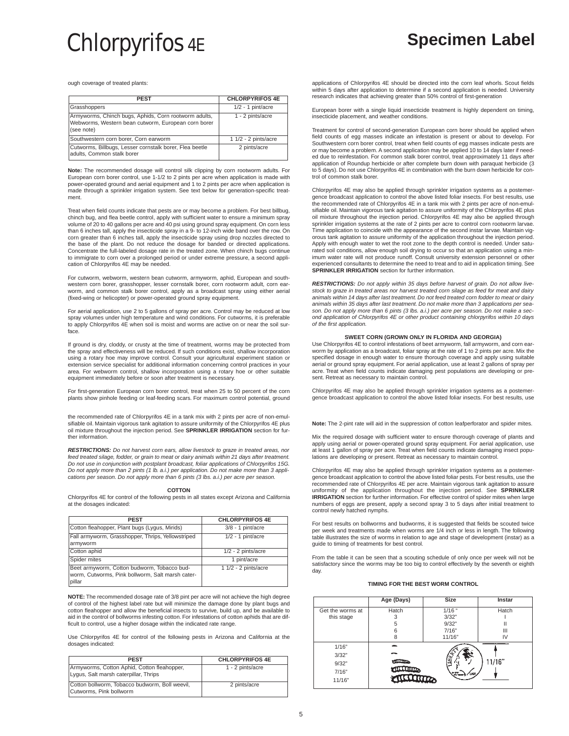ough coverage of treated plants:

| PEST | CHLORPYRIFOS 4E |
|---|---|
| Grasshoppers | 1/2 - 1 pint/acre |
| Armyworms, Chinch bugs, Aphids, Corn rootworm adults, Webworms, Western bean cutworm, European corn borer (see note) | 1 - 2 pints/acre |
| Southwestern corn borer, Corn earworm | 1 1/2 - 2 pints/acre |
| Cutworms, Billbugs, Lesser cornstalk borer, Flea beetle adults, Common stalk borer | 2 pints/acre |

**Note:** The recommended dosage will control silk clipping by corn rootworm adults. For European corn borer control, use 1-1/2 to 2 pints per acre when application is made with power-operated ground and aerial equipment and 1 to 2 pints per acre when application is made through a sprinkler irrigation system. See text below for generation-specific treatment.

Treat when field counts indicate that pests are or may become a problem. For best billbug, chinch bug, and flea beetle control, apply with sufficient water to ensure a minimum spray volume of 20 to 40 gallons per acre and 40 psi using ground spray equipment. On corn less than 6 inches tall, apply the insecticide spray in a 9- to 12-inch wide band over the row. On corn greater than 6 inches tall, apply the insecticide spray using drop nozzles directed to the base of the plant. Do not reduce the dosage for banded or directed applications. Concentrate the full-labeled dosage rate in the treated zone. When chinch bugs continue to immigrate to corn over a prolonged period or under extreme pressure, a second application of Chlorpyrifos 4E may be needed.

For cutworm, webworm, western bean cutworm, armyworm, aphid, European and southwestern corn borer, grasshopper, lesser cornstalk borer, corn rootworm adult, corn earworm, and common stalk borer control, apply as a broadcast spray using either aerial (fixed-wing or helicopter) or power-operated ground spray equipment.

For aerial application, use 2 to 5 gallons of spray per acre. Control may be reduced at low spray volumes under high temperature and wind conditions. For cutworms, it is preferable to apply Chlorpyrifos 4E when soil is moist and worms are active on or near the soil surface.

If ground is dry, cloddy, or crusty at the time of treatment, worms may be protected from the spray and effectiveness will be reduced. If such conditions exist, shallow incorporation using a rotary hoe may improve control. Consult your agricultural experiment station or extension service specialist for additional information concerning control practices in your area. For webworm control, shallow incorporation using a rotary hoe or other suitable equipment immediately before or soon after treatment is necessary.

For first-generation European corn borer control, treat when 25 to 50 percent of the corn plants show pinhole feeding or leaf-feeding scars. For maximum control potential, ground applications of Chlorpyrifos 4E should be directed into the corn leaf whorls. Scout fields within 5 days after application to determine if a second application is needed. University research indicates that achieving greater than 50% control of first-generation European borer with a single liquid insecticide treatment is highly dependent on timing, insecticide placement, and weather conditions.

Treatment for control of second-generation European corn borer should be applied when field counts of egg masses indicate an infestation is present or about to develop. For Southwestern corn borer control, treat when field counts of egg masses indicate pests are or may become a problem. A second application may be applied 10 to 14 days later if needed due to reinfestation. For common stalk borer control, treat approximately 11 days after application of Roundup herbicide or after complete burn down with paraquat herbicide (3 to 5 days). Do not use Chlorpyrifos 4E in combination with the burn down herbicide for control of common stalk borer.

Chlorpyrifos 4E may also be applied through sprinkler irrigation systems as a postemergence broadcast application to control the above listed foliar insects. For best results, use the recommended rate of Chlorpyrifos 4E in a tank mix with 2 pints per acre of non-emulsifiable oil. Maintain vigorous tank agitation to assure uniformity of the Chlorpyrifos 4E plus oil mixture throughout the injection period. Chlorpyrifos 4E may also be applied through sprinkler irrigation systems at the rate of 2 pints per acre to control corn rootworm larvae. Time application to coincide with the appearance of the second instar larvae. Maintain vigorous tank agitation to assure uniformity of the application throughout the injection period. Apply with enough water to wet the root zone to the depth control is needed. Under saturated soil conditions, allow enough soil drying to occur so that an application using a minimum water rate will not produce runoff. Consult university extension personnel or other experienced consultants to determine the need to treat and to aid in application timing. See **SPRINKLER IRRIGATION** section for further information.

***RESTRICTIONS:*** *Do not apply within 35 days before harvest of grain. Do not allow livestock to graze in treated areas nor harvest treated corn silage as feed for meat and dairy animals within 14 days after last treatment. Do not feed treated corn fodder to meat or dairy animals within 35 days after last treatment. Do not make more than 3 applications per season. Do not apply more than 6 pints (3 lbs. a.i.) per acre per season. Do not make a second application of Chlorpyrifos 4E or other product containing chlorpyrifos within 10 days of the first application.*

**SWEET CORN (GROWN ONLY IN FLORIDA AND GEORGIA)**

Use Chlorpyrifos 4E to control infestations of beet armyworm, fall armyworm, and corn earworm by application as a broadcast, foliar spray at the rate of 1 to 2 pints per acre. Mix the specified dosage in enough water to ensure thorough coverage and apply using suitable aerial or ground spray equipment. For aerial application, use at least 2 gallons of spray per acre. Treat when field counts indicate damaging pest populations are developing or present. Retreat as necessary to maintain control.

Chlorpyrifos 4E may also be applied through sprinkler irrigation systems as a postemergence broadcast application to control the above listed foliar insects. For best results, use the recommended rate of Chlorpyrifos 4E in a tank mix with 2 pints per acre of non-emulsifiable oil. Maintain vigorous tank agitation to assure uniformity of the Chlorpyrifos 4E plus oil mixture throughout the injection period. See **SPRINKLER IRRIGATION** section for further information.

***RESTRICTIONS:*** *Do not harvest corn ears, allow livestock to graze in treated areas, nor feed treated silage, fodder, or grain to meat or dairy animals within 21 days after treatment. Do not use in conjunction with postplant broadcast, foliar applications of Chlorpyrifos 15G. Do not apply more than 2 pints (1 lb. a.i.) per application. Do not make more than 3 applications per season. Do not apply more than 6 pints (3 lbs. a.i.) per acre per season.*

**COTTON**

Chlorpyrifos 4E for control of the following pests in all states except Arizona and California at the dosages indicated:

| PEST | CHLORPYRIFOS 4E |
|---|---|
| Cotton fleahopper, Plant bugs (Lygus, Mirids) | 3/8 - 1 pint/acre |
| Fall armyworm, Grasshopper, Thrips, Yellowstriped armyworm | 1/2 - 1 pint/acre |
| Cotton aphid | 1/2 - 2 pints/acre |
| Spider mites | 1 pint/acre |
| Beet armyworm, Cotton budworm, Tobacco budworm, Cutworms, Pink bollworm, Salt marsh caterpillar | 1 1/2 - 2 pints/acre |

**NOTE:** The recommended dosage rate of 3/8 pint per acre will not achieve the high degree of control of the highest label rate but will minimize the damage done by plant bugs and cotton fleahopper and allow the beneficial insects to survive, build up, and be available to aid in the control of bollworms infesting cotton. For infestations of cotton aphids that are difficult to control, use a higher dosage within the indicated rate range.

Use Chlorpyrifos 4E for control of the following pests in Arizona and California at the dosages indicated:

| PEST | CHLORPYRIFOS 4E |
|---|---|
| Armyworms, Cotton Aphid, Cotton fleahopper, Lygus, Salt marsh caterpillar, Thrips | 1 - 2 pints/acre |
| Cotton bollworm, Tobacco budworm, Boll weevil, Cutworms, Pink bollworm | 2 pints/acre |

**Note:** The 2-pint rate will aid in the suppression of cotton leafperforator and spider mites.

Mix the required dosage with sufficient water to ensure thorough coverage of plants and apply using aerial or power-operated ground spray equipment. For aerial application, use at least 1 gallon of spray per acre. Treat when field counts indicate damaging insect populations are developing or present. Retreat as necessary to maintain control.

Chlorpyrifos 4E may also be applied through sprinkler irrigation systems as a postemergence broadcast application to control the above listed foliar pests. For best results, use the recommended rate of Chlorpyrifos 4E per acre. Maintain vigorous tank agitation to assure uniformity of the application throughout the injection period. See **SPRINKLER IRRIGATION** section for further information. For effective control of spider mites when large numbers of eggs are present, apply a second spray 3 to 5 days after initial treatment to control newly hatched nymphs.

For best results on bollworms and budworms, it is suggested that fields be scouted twice per week and treatments made when worms are 1/4 inch or less in length. The following table illustrates the size of worms in relation to age and stage of development (instar) as a guide to timing of treatments for best control.

From the table it can be seen that a scouting schedule of only once per week will not be satisfactory since the worms may be too big to control effectively by the seventh or eighth day.

**TIMING FOR THE BEST WORM CONTROL**

| | Age (Days) | Size | Instar |
|---|---|---|---|
| Get the worms at this stage | Hatch | 1/16" | Hatch |
| | 3 | 3/32" | I |
| | 5 | 9/32" | II |
| | 6 | 7/16" | III |
| | 8 | 11/16" | IV |
| 1/16" | | | |
| 3/32" | | | |
| 9/32" | | | 11/16" |
| 7/16" | | | |
| 11/16" | | | |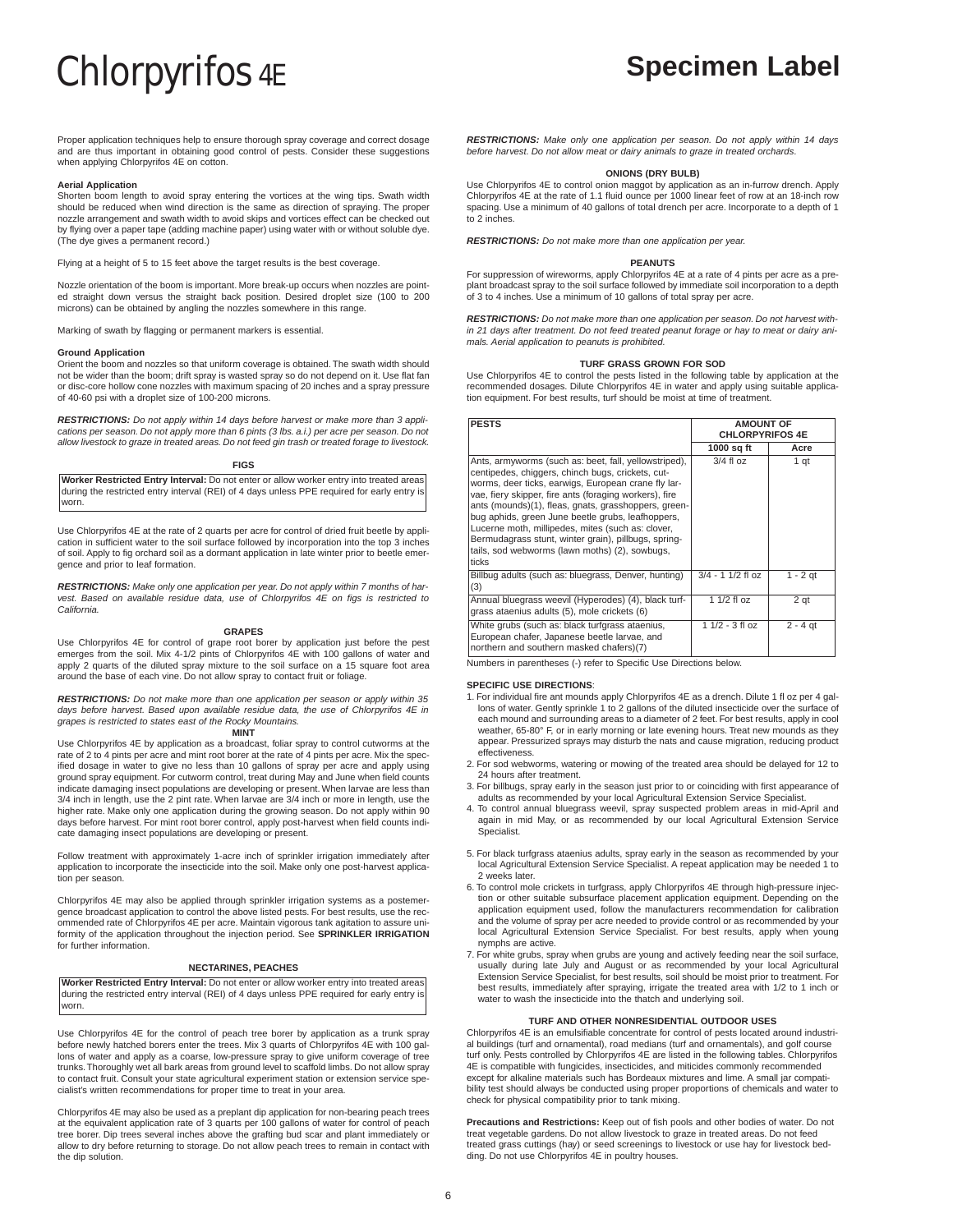Proper application techniques help to ensure thorough spray coverage and correct dosage and are thus important in obtaining good control of pests. Consider these suggestions when applying Chlorpyrifos 4E on cotton.

**Aerial Application**

Shorten boom length to avoid spray entering the vortices at the wing tips. Swath width should be reduced when wind direction is the same as direction of spraying. The proper nozzle arrangement and swath width to avoid skips and vortices effect can be checked out by flying over a paper tape (adding machine paper) using water with or without soluble dye. (The dye gives a permanent record.)

Flying at a height of 5 to 15 feet above the target results is the best coverage.

Nozzle orientation of the boom is important. More break-up occurs when nozzles are pointed straight down versus the straight back position. Desired droplet size (100 to 200 microns) can be obtained by angling the nozzles somewhere in this range.

Marking of swath by flagging or permanent markers is essential.

**Ground Application**

Orient the boom and nozzles so that uniform coverage is obtained. The swath width should not be wider than the boom; drift spray is wasted spray so do not depend on it. Use flat fan or disc-core hollow cone nozzles with maximum spacing of 20 inches and a spray pressure of 40-60 psi with a droplet size of 100-200 microns.

***RESTRICTIONS:*** *Do not apply within 14 days before harvest or make more than 3 applications per season. Do not apply more than 6 pints (3 lbs. a.i.) per acre per season. Do not allow livestock to graze in treated areas. Do not feed gin trash or treated forage to livestock.*

### FIGS

**Worker Restricted Entry Interval:** Do not enter or allow worker entry into treated areas during the restricted entry interval (REI) of 4 days unless PPE required for early entry is worn.

Use Chlorpyrifos 4E at the rate of 2 quarts per acre for control of dried fruit beetle by application in sufficient water to the soil surface followed by incorporation into the top 3 inches of soil. Apply to fig orchard soil as a dormant application in late winter prior to beetle emergence and prior to leaf formation.

***RESTRICTIONS:*** *Make only one application per year. Do not apply within 7 months of harvest. Based on available residue data, use of Chlorpyrifos 4E on figs is restricted to California.*

### GRAPES

Use Chlorpyrifos 4E for control of grape root borer by application just before the pest emerges from the soil. Mix 4-1/2 pints of Chlorpyrifos 4E with 100 gallons of water and apply 2 quarts of the diluted spray mixture to the soil surface on a 15 square foot area around the base of each vine. Do not allow spray to contact fruit or foliage.

***RESTRICTIONS:*** *Do not make more than one application per season or apply within 35 days before harvest. Based upon available residue data, the use of Chlorpyrifos 4E in grapes is restricted to states east of the Rocky Mountains.*

### MINT

Use Chlorpyrifos 4E by application as a broadcast, foliar spray to control cutworms at the rate of 2 to 4 pints per acre and mint root borer at the rate of 4 pints per acre. Mix the specified dosage in water to give no less than 10 gallons of spray per acre and apply using ground spray equipment. For cutworm control, treat during May and June when field counts indicate damaging insect populations are developing or present. When larvae are less than 3/4 inch in length, use the 2 pint rate. When larvae are 3/4 inch or more in length, use the higher rate. Make only one application during the growing season. Do not apply within 90 days before harvest. For mint root borer control, apply post-harvest when field counts indicate damaging insect populations are developing or present.

Follow treatment with approximately 1-acre inch of sprinkler irrigation immediately after application to incorporate the insecticide into the soil. Make only one post-harvest application per season.

Chlorpyrifos 4E may also be applied through sprinkler irrigation systems as a postemergence broadcast application to control the above listed pests. For best results, use the recommended rate of Chlorpyrifos 4E per acre. Maintain vigorous tank agitation to assure uniformity of the application throughout the injection period. See **SPRINKLER IRRIGATION** for further information.

### NECTARINES, PEACHES

**Worker Restricted Entry Interval:** Do not enter or allow worker entry into treated areas during the restricted entry interval (REI) of 4 days unless PPE required for early entry is worn.

Use Chlorpyrifos 4E for the control of peach tree borer by application as a trunk spray before newly hatched borers enter the trees. Mix 3 quarts of Chlorpyrifos 4E with 100 gallons of water and apply as a coarse, low-pressure spray to give uniform coverage of tree trunks. Thoroughly wet all bark areas from ground level to scaffold limbs. Do not allow spray to contact fruit. Consult your state agricultural experiment station or extension service specialist's written recommendations for proper time to treat in your area.

Chlorpyrifos 4E may also be used as a preplant dip application for non-bearing peach trees at the equivalent application rate of 3 quarts per 100 gallons of water for control of peach tree borer. Dip trees several inches above the grafting bud scar and plant immediately or allow to dry before returning to storage. Do not allow peach trees to remain in contact with the dip solution.

***RESTRICTIONS:*** *Make only one application per season. Do not apply within 14 days before harvest. Do not allow meat or dairy animals to graze in treated orchards.*

### ONIONS (DRY BULB)

Use Chlorpyrifos 4E to control onion maggot by application as an in-furrow drench. Apply Chlorpyrifos 4E at the rate of 1.1 fluid ounce per 1000 linear feet of row at an 18-inch row spacing. Use a minimum of 40 gallons of total drench per acre. Incorporate to a depth of 1 to 2 inches.

***RESTRICTIONS:*** *Do not make more than one application per year.*

### PEANUTS

For suppression of wireworms, apply Chlorpyrifos 4E at a rate of 4 pints per acre as a preplant broadcast spray to the soil surface followed by immediate soil incorporation to a depth of 3 to 4 inches. Use a minimum of 10 gallons of total spray per acre.

***RESTRICTIONS:*** *Do not make more than one application per season. Do not harvest within 21 days after treatment. Do not feed treated peanut forage or hay to meat or dairy animals. Aerial application to peanuts is prohibited.*

### TURF GRASS GROWN FOR SOD

Use Chlorpyrifos 4E to control the pests listed in the following table by application at the recommended dosages. Dilute Chlorpyrifos 4E in water and apply using suitable application equipment. For best results, turf should be moist at time of treatment.

| PESTS | AMOUNT OF CHLORPYRIFOS 4E | |
|---|---|---|
| | 1000 sq ft | Acre |
| Ants, armyworms (such as: beet, fall, yellowstriped), centipedes, chiggers, chinch bugs, crickets, cutworms, deer ticks, earwigs, European crane fly larvae, fiery skipper, fire ants (foraging workers), fire ants (mounds)(1), fleas, gnats, grasshoppers, greenbug aphids, green June beetle grubs, leafhoppers, Lucerne moth, millipedes, mites (such as: clover, Bermudagrass stunt, winter grain), pillbugs, springtails, sod webworms (lawn moths) (2), sowbugs, ticks | 3/4 fl oz | 1 qt |
| Billbug adults (such as: bluegrass, Denver, hunting) (3) | 3/4 - 1 1/2 fl oz | 1 - 2 qt |
| Annual bluegrass weevil (Hyperodes) (4), black turfgrass ataenius adults (5), mole crickets (6) | 1 1/2 fl oz | 2 qt |
| White grubs (such as: black turfgrass ataenius, European chafer, Japanese beetle larvae, and northern and southern masked chafers)(7) | 1 1/2 - 3 fl oz | 2 - 4 qt |

Numbers in parentheses (-) refer to Specific Use Directions below.

**SPECIFIC USE DIRECTIONS**:

1. For individual fire ant mounds apply Chlorpyrifos 4E as a drench. Dilute 1 fl oz per 4 gallons of water. Gently sprinkle 1 to 2 gallons of the diluted insecticide over the surface of each mound and surrounding areas to a diameter of 2 feet. For best results, apply in cool weather, 65-80° F, or in early morning or late evening hours. Treat new mounds as they appear. Pressurized sprays may disturb the nats and cause migration, reducing product effectiveness.
2. For sod webworms, watering or mowing of the treated area should be delayed for 12 to 24 hours after treatment.
3. For billbugs, spray early in the season just prior to or coinciding with first appearance of adults as recommended by your local Agricultural Extension Service Specialist.
4. To control annual bluegrass weevil, spray suspected problem areas in mid-April and again in mid May, or as recommended by our local Agricultural Extension Service Specialist.
5. For black turfgrass ataenius adults, spray early in the season as recommended by your local Agricultural Extension Service Specialist. A repeat application may be needed 1 to 2 weeks later.
6. To control mole crickets in turfgrass, apply Chlorpyrifos 4E through high-pressure injection or other suitable subsurface placement application equipment. Depending on the application equipment used, follow the manufacturers recommendation for calibration and the volume of spray per acre needed to provide control or as recommended by your local Agricultural Extension Service Specialist. For best results, apply when young nymphs are active.
7. For white grubs, spray when grubs are young and actively feeding near the soil surface, usually during late July and August or as recommended by your local Agricultural Extension Service Specialist, for best results, soil should be moist prior to treatment. For best results, immediately after spraying, irrigate the treated area with 1/2 to 1 inch or water to wash the insecticide into the thatch and underlying soil.

### TURF AND OTHER NONRESIDENTIAL OUTDOOR USES

Chlorpyrifos 4E is an emulsifiable concentrate for control of pests located around industrial buildings (turf and ornamental), road medians (turf and ornamentals), and golf course turf only. Pests controlled by Chlorpyrifos 4E are listed in the following tables. Chlorpyrifos 4E is compatible with fungicides, insecticides, and miticides commonly recommended except for alkaline materials such has Bordeaux mixtures and lime. A small jar compatibility test should always be conducted using proper proportions of chemicals and water to check for physical compatibility prior to tank mixing.

**Precautions and Restrictions:** Keep out of fish pools and other bodies of water. Do not treat vegetable gardens. Do not allow livestock to graze in treated areas. Do not feed treated grass cuttings (hay) or seed screenings to livestock or use hay for livestock bedding. Do not use Chlorpyrifos 4E in poultry houses.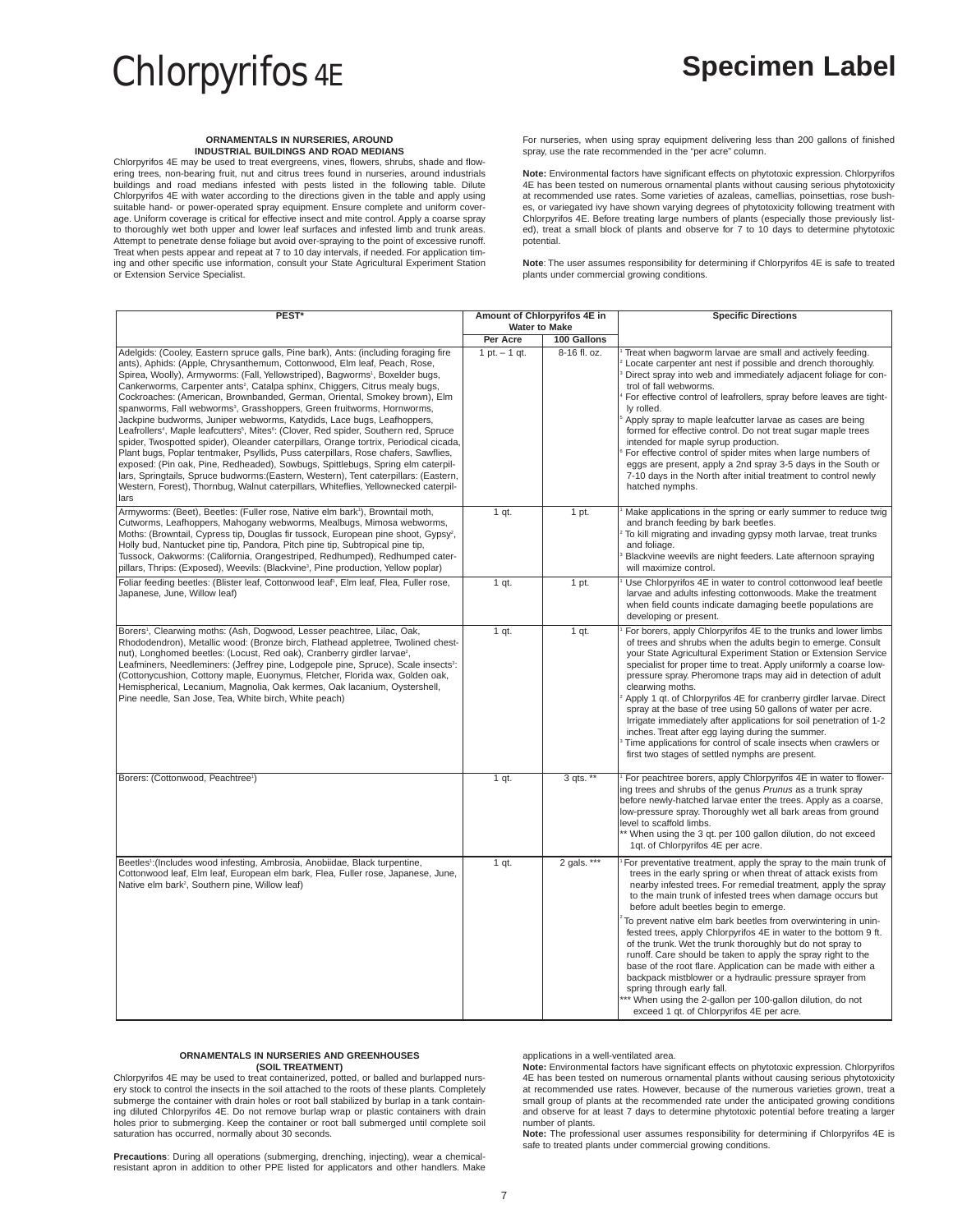# Chlorpyrifos 4E

**Specimen Label**

### ORNAMENTALS IN NURSERIES, AROUND INDUSTRIAL BUILDINGS AND ROAD MEDIANS

Chlorpyrifos 4E may be used to treat evergreens, vines, flowers, shrubs, shade and flowering trees, non-bearing fruit, nut and citrus trees found in nurseries, around industrials buildings and road medians infested with pests listed in the following table. Dilute Chlorpyrifos 4E with water according to the directions given in the table and apply using suitable hand- or power-operated spray equipment. Ensure complete and uniform coverage. Uniform coverage is critical for effective insect and mite control. Apply a coarse spray to thoroughly wet both upper and lower leaf surfaces and infested limb and trunk areas. Attempt to penetrate dense foliage but avoid over-spraying to the point of excessive runoff. Treat when pests appear and repeat at 7 to 10 day intervals, if needed. For application timing and other specific use information, consult your State Agricultural Experiment Station or Extension Service Specialist.

For nurseries, when using spray equipment delivering less than 200 gallons of finished spray, use the rate recommended in the "per acre" column.

**Note:** Environmental factors have significant effects on phytotoxic expression. Chlorpyrifos 4E has been tested on numerous ornamental plants without causing serious phytotoxicity at recommended use rates. Some varieties of azaleas, camellias, poinsettias, rose bushes, or variegated ivy have shown varying degrees of phytotoxicity following treatment with Chlorpyrifos 4E. Before treating large numbers of plants (especially those previously listed), treat a small block of plants and observe for 7 to 10 days to determine phytotoxic potential.

**Note**: The user assumes responsibility for determining if Chlorpyrifos 4E is safe to treated plants under commercial growing conditions.

| PEST* | Amount of Chlorpyrifos 4E in Water to Make | | Specific Directions |
|---|---|---|---|
| | Per Acre | 100 Gallons | |
| Adelgids: (Cooley, Eastern spruce galls, Pine bark), Ants: (including foraging fire ants), Aphids: (Apple, Chrysanthemum, Cottonwood, Elm leaf, Peach, Rose, Spirea, Woolly), Armyworms: (Fall, Yellowstriped), Bagworms[1], Boxelder bugs, Cankerworms, Carpenter ants[2], Catalpa sphinx, Chiggers, Citrus mealy bugs, Cockroaches: (American, Brownbanded, German, Oriental, Smokey brown), Elm spanworms, Fall webworms[3], Grasshoppers, Green fruitworms, Hornworms, Jackpine budworms, Juniper webworms, Katydids, Lace bugs, Leafhoppers, Leafrollers[4], Maple leafcutters[5], Mites[6]: (Clover, Red spider, Southern red, Spruce spider, Twospotted spider), Oleander caterpillars, Orange tortrix, Periodical cicada, Plant bugs, Poplar tentmaker, Psyllids, Puss caterpillars, Rose chafers, Sawflies, exposed: (Pin oak, Pine, Redheaded), Sowbugs, Spittlebugs, Spring elm caterpillars, Springtails, Spruce budworms:(Eastern, Western), Tent caterpillars: (Eastern, Western, Forest), Thornbug, Walnut caterpillars, Whiteflies, Yellownecked caterpillars | 1 pt. – 1 qt. | 8-16 fl. oz. | [1] Treat when bagworm larvae are small and actively feeding.<br>[2] Locate carpenter ant nest if possible and drench thoroughly.<br>[3] Direct spray into web and immediately adjacent foliage for control of fall webworms.<br>[4] For effective control of leafrollers, spray before leaves are tightly rolled.<br>[5] Apply spray to maple leafcutter larvae as cases are being formed for effective control. Do not treat sugar maple trees intended for maple syrup production.<br>[6] For effective control of spider mites when large numbers of eggs are present, apply a 2nd spray 3-5 days in the South or 7-10 days in the North after initial treatment to control newly hatched nymphs. |
| Armyworms: (Beet), Beetles: (Fuller rose, Native elm bark[1]), Browntail moth, Cutworms, Leafhoppers, Mahogany webworms, Mealbugs, Mimosa webworms, Moths: (Browntail, Cypress tip, Douglas fir tussock, European pine shoot, Gypsy[2], Holly bud, Nantucket pine tip, Pandora, Pitch pine tip, Subtropical pine tip, Tussock, Oakworms: (California, Orangestriped, Redhumped), Redhumped caterpillars, Thrips: (Exposed), Weevils: (Blackvine[3], Pine production, Yellow poplar) | 1 qt. | 1 pt. | [1] Make applications in the spring or early summer to reduce twig and branch feeding by bark beetles.<br>[2] To kill migrating and invading gypsy moth larvae, treat trunks and foliage.<br>[3] Blackvine weevils are night feeders. Late afternoon spraying will maximize control. |
| Foliar feeding beetles: (Blister leaf, Cottonwood leaf[1], Elm leaf, Flea, Fuller rose, Japanese, June, Willow leaf) | 1 qt. | 1 pt. | [1] Use Chlorpyrifos 4E in water to control cottonwood leaf beetle larvae and adults infesting cottonwoods. Make the treatment when field counts indicate damaging beetle populations are developing or present. |
| Borers[1], Clearwing moths: (Ash, Dogwood, Lesser peachtree, Lilac, Oak, Rhododendron), Metallic wood: (Bronze birch, Flathead appletree, Twolined chestnut), Longhomed beetles: (Locust, Red oak), Cranberry girdler larvae[2], Leafminers, Needleminers: (Jeffrey pine, Lodgepole pine, Spruce), Scale insects[3]: (Cottonycushion, Cottony maple, Euonymus, Fletcher, Florida wax, Golden oak, Hemispherical, Lecanium, Magnolia, Oak kermes, Oak lacanium, Oystershell, Pine needle, San Jose, Tea, White birch, White peach) | 1 qt. | 1 qt. | [1] For borers, apply Chlorpyrifos 4E to the trunks and lower limbs of trees and shrubs when the adults begin to emerge. Consult your State Agricultural Experiment Station or Extension Service specialist for proper time to treat. Apply uniformly a coarse low-pressure spray. Pheromone traps may aid in detection of adult clearwing moths.<br>[2] Apply 1 qt. of Chlorpyrifos 4E for cranberry girdler larvae. Direct spray at the base of tree using 50 gallons of water per acre. Irrigate immediately after applications for soil penetration of 1-2 inches. Treat after egg laying during the summer.<br>[3] Time applications for control of scale insects when crawlers or first two stages of settled nymphs are present. |
| Borers: (Cottonwood, Peachtree[1]) | 1 qt. | 3 qts. ** | [1] For peachtree borers, apply Chlorpyrifos 4E in water to flowering trees and shrubs of the genus *Prunus* as a trunk spray before newly-hatched larvae enter the trees. Apply as a coarse, low-pressure spray. Thoroughly wet all bark areas from ground level to scaffold limbs.<br>** When using the 3 qt. per 100 gallon dilution, do not exceed 1qt. of Chlorpyrifos 4E per acre. |
| Beetles[1]:(Includes wood infesting, Ambrosia, Anobiidae, Black turpentine, Cottonwood leaf, Elm leaf, European elm bark, Flea, Fuller rose, Japanese, June, Native elm bark[2], Southern pine, Willow leaf) | 1 qt. | 2 gals. *** | [1] For preventative treatment, apply the spray to the main trunk of trees in the early spring or when threat of attack exists from nearby infested trees. For remedial treatment, apply the spray to the main trunk of infested trees when damage occurs but before adult beetles begin to emerge.<br>[2] To prevent native elm bark beetles from overwintering in uninfested trees, apply Chlorpyrifos 4E in water to the bottom 9 ft. of the trunk. Wet the trunk thoroughly but do not spray to runoff. Care should be taken to apply the spray right to the base of the root flare. Application can be made with either a backpack mistblower or a hydraulic pressure sprayer from spring through early fall.<br>*** When using the 2-gallon per 100-gallon dilution, do not exceed 1 qt. of Chlorpyrifos 4E per acre. |

### ORNAMENTALS IN NURSERIES AND GREENHOUSES (SOIL TREATMENT)

Chlorpyrifos 4E may be used to treat containerized, potted, or balled and burlapped nursery stock to control the insects in the soil attached to the roots of these plants. Completely submerge the container with drain holes or root ball stabilized by burlap in a tank containing diluted Chlorpyrifos 4E. Do not remove burlap wrap or plastic containers with drain holes prior to submerging. Keep the container or root ball submerged until complete soil saturation has occurred, normally about 30 seconds.

**Precautions**: During all operations (submerging, drenching, injecting), wear a chemical-resistant apron in addition to other PPE listed for applicators and other handlers. Make applications in a well-ventilated area.

**Note:** Environmental factors have significant effects on phytotoxic expression. Chlorpyrifos 4E has been tested on numerous ornamental plants without causing serious phytotoxicity at recommended use rates. However, because of the numerous varieties grown, treat a small group of plants at the recommended rate under the anticipated growing conditions and observe for at least 7 days to determine phytotoxic potential before treating a larger number of plants.

**Note:** The professional user assumes responsibility for determining if Chlorpyrifos 4E is safe to treated plants under commercial growing conditions.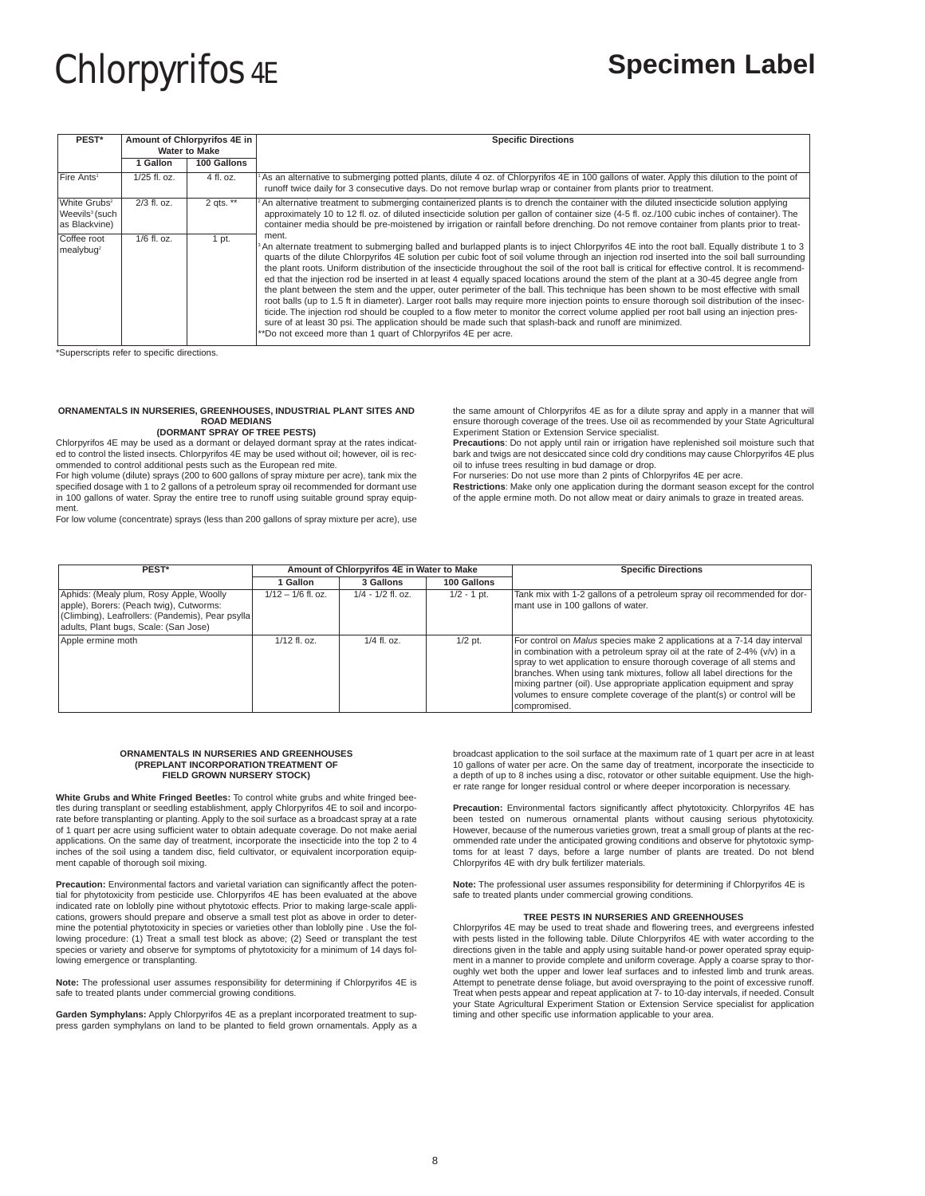# Chlorpyrifos 4E

**Specimen Label**

| PEST* | Amount of Chlorpyrifos 4E in Water to Make | | Specific Directions |
|---|---|---|---|
| | 1 Gallon | 100 Gallons | |
| Fire Ants[1] | 1/25 fl. oz. | 4 fl. oz. | [1] As an alternative to submerging potted plants, dilute 4 oz. of Chlorpyrifos 4E in 100 gallons of water. Apply this dilution to the point of runoff twice daily for 3 consecutive days. Do not remove burlap wrap or container from plants prior to treatment. |
| White Grubs[2] Weevils[3] (such as Blackvine) | 2/3 fl. oz. | 2 qts. ** | [2] An alternative treatment to submerging containerized plants is to drench the container with the diluted insecticide solution applying approximately 10 to 12 fl. oz. of diluted insecticide solution per gallon of container size (4-5 fl. oz./100 cubic inches of container). The container media should be pre-moistened by irrigation or rainfall before drenching. Do not remove container from plants prior to treatment.<br>[3] An alternate treatment to submerging balled and burlapped plants is to inject Chlorpyrifos 4E into the root ball. Equally distribute 1 to 3 quarts of the dilute Chlorpyrifos 4E solution per cubic foot of soil volume through an injection rod inserted into the soil ball surrounding the plant roots. Uniform distribution of the insecticide throughout the soil of the root ball is critical for effective control. It is recommended that the injection rod be inserted in at least 4 equally spaced locations around the stem of the plant at a 30-45 degree angle from the plant between the stem and the upper, outer perimeter of the ball. This technique has been shown to be most effective with small root balls (up to 1.5 ft in diameter). Larger root balls may require more injection points to ensure thorough soil distribution of the insecticide. The injection rod should be coupled to a flow meter to monitor the correct volume applied per root ball using an injection pressure of at least 30 psi. The application should be made such that splash-back and runoff are minimized.<br>**Do not exceed more than 1 quart of Chlorpyrifos 4E per acre. |
| Coffee root mealybug[2] | 1/6 fl. oz. | 1 pt. | |

*Superscripts refer to specific directions.

### ORNAMENTALS IN NURSERIES, GREENHOUSES, INDUSTRIAL PLANT SITES AND ROAD MEDIANS
### (DORMANT SPRAY OF TREE PESTS)

Chlorpyrifos 4E may be used as a dormant or delayed dormant spray at the rates indicated to control the listed insects. Chlorpyrifos 4E may be used without oil; however, oil is recommended to control additional pests such as the European red mite.

For high volume (dilute) sprays (200 to 600 gallons of spray mixture per acre), tank mix the specified dosage with 1 to 2 gallons of a petroleum spray oil recommended for dormant use in 100 gallons of water. Spray the entire tree to runoff using suitable ground spray equipment.

For low volume (concentrate) sprays (less than 200 gallons of spray mixture per acre), use the same amount of Chlorpyrifos 4E as for a dilute spray and apply in a manner that will ensure thorough coverage of the trees. Use oil as recommended by your State Agricultural Experiment Station or Extension Service specialist.

**Precautions**: Do not apply until rain or irrigation have replenished soil moisture such that bark and twigs are not desiccated since cold dry conditions may cause Chlorpyrifos 4E plus oil to infuse trees resulting in bud damage or drop.

For nurseries: Do not use more than 2 pints of Chlorpyrifos 4E per acre.

**Restrictions**: Make only one application during the dormant season except for the control of the apple ermine moth. Do not allow meat or dairy animals to graze in treated areas.

| PEST* | Amount of Chlorpyrifos 4E in Water to Make | | | Specific Directions |
|---|---|---|---|---|
| | 1 Gallon | 3 Gallons | 100 Gallons | |
| Aphids: (Mealy plum, Rosy Apple, Woolly apple), Borers: (Peach twig), Cutworms: (Climbing), Leafrollers: (Pandemis), Pear psylla adults, Plant bugs, Scale: (San Jose) | 1/12 – 1/6 fl. oz. | 1/4 - 1/2 fl. oz. | 1/2 - 1 pt. | Tank mix with 1-2 gallons of a petroleum spray oil recommended for dormant use in 100 gallons of water. |
| Apple ermine moth | 1/12 fl. oz. | 1/4 fl. oz. | 1/2 pt. | For control on *Malus* species make 2 applications at a 7-14 day interval in combination with a petroleum spray oil at the rate of 2-4% (v/v) in a spray to wet application to ensure thorough coverage of all stems and branches. When using tank mixtures, follow all label directions for the mixing partner (oil). Use appropriate application equipment and spray volumes to ensure complete coverage of the plant(s) or control will be compromised. |

### ORNAMENTALS IN NURSERIES AND GREENHOUSES
### (PREPLANT INCORPORATION TREATMENT OF FIELD GROWN NURSERY STOCK)

**White Grubs and White Fringed Beetles:** To control white grubs and white fringed beetles during transplant or seedling establishment, apply Chlorpyrifos 4E to soil and incorporate before transplanting or planting. Apply to the soil surface as a broadcast spray at a rate of 1 quart per acre using sufficient water to obtain adequate coverage. Do not make aerial applications. On the same day of treatment, incorporate the insecticide into the top 2 to 4 inches of the soil using a tandem disc, field cultivator, or equivalent incorporation equipment capable of thorough soil mixing.

**Precaution:** Environmental factors and varietal variation can significantly affect the potential for phytotoxicity from pesticide use. Chlorpyrifos 4E has been evaluated at the above indicated rate on loblolly pine without phytotoxic effects. Prior to making large-scale applications, growers should prepare and observe a small test plot as above in order to determine the potential phytotoxicity in species or varieties other than loblolly pine . Use the following procedure: (1) Treat a small test block as above; (2) Seed or transplant the test species or variety and observe for symptoms of phytotoxicity for a minimum of 14 days following emergence or transplanting.

**Note:** The professional user assumes responsibility for determining if Chlorpyrifos 4E is safe to treated plants under commercial growing conditions.

**Garden Symphylans:** Apply Chlorpyrifos 4E as a preplant incorporated treatment to suppress garden symphylans on land to be planted to field grown ornamentals. Apply as a broadcast application to the soil surface at the maximum rate of 1 quart per acre in at least 10 gallons of water per acre. On the same day of treatment, incorporate the insecticide to a depth of up to 8 inches using a disc, rotovator or other suitable equipment. Use the higher rate range for longer residual control or where deeper incorporation is necessary.

**Precaution:** Environmental factors significantly affect phytotoxicity. Chlorpyrifos 4E has been tested on numerous ornamental plants without causing serious phytotoxicity. However, because of the numerous varieties grown, treat a small group of plants at the recommended rate under the anticipated growing conditions and observe for phytotoxic symptoms for at least 7 days, before a large number of plants are treated. Do not blend Chlorpyrifos 4E with dry bulk fertilizer materials.

**Note:** The professional user assumes responsibility for determining if Chlorpyrifos 4E is safe to treated plants under commercial growing conditions.

### TREE PESTS IN NURSERIES AND GREENHOUSES

Chlorpyrifos 4E may be used to treat shade and flowering trees, and evergreens infested with pests listed in the following table. Dilute Chlorpyrifos 4E with water according to the directions given in the table and apply using suitable hand-or power operated spray equipment in a manner to provide complete and uniform coverage. Apply a coarse spray to thoroughly wet both the upper and lower leaf surfaces and to infested limb and trunk areas. Attempt to penetrate dense foliage, but avoid overspraying to the point of excessive runoff. Treat when pests appear and repeat application at 7- to 10-day intervals, if needed. Consult your State Agricultural Experiment Station or Extension Service specialist for application timing and other specific use information applicable to your area.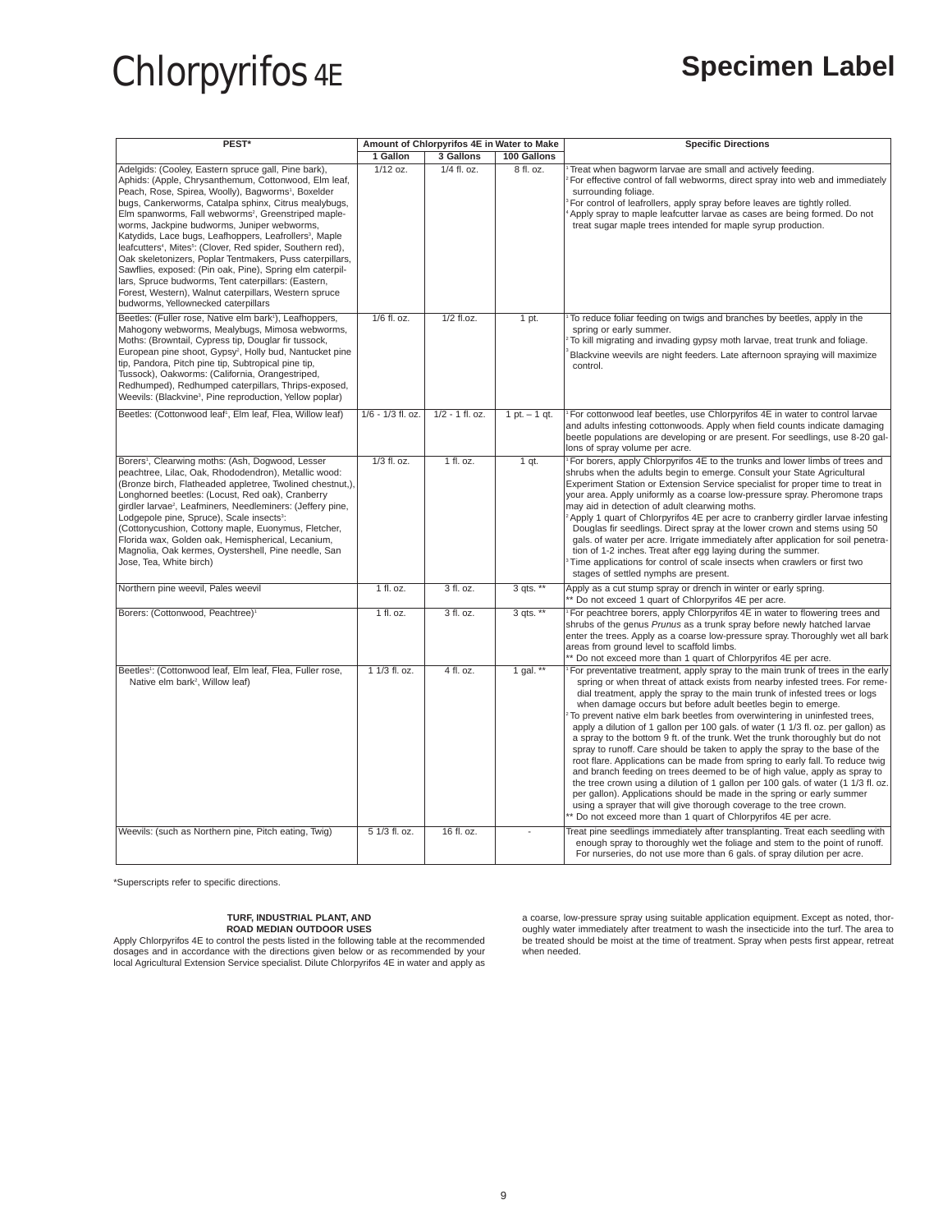# Chlorpyrifos 4E

# Specimen Label

| PEST* | Amount of Chlorpyrifos 4E in Water to Make | | | Specific Directions |
|---|---|---|---|---|
| | 1 Gallon | 3 Gallons | 100 Gallons | |
| Adelgids: (Cooley, Eastern spruce gall, Pine bark), Aphids: (Apple, Chrysanthemum, Cottonwood, Elm leaf, Peach, Rose, Spirea, Woolly), Bagworms[1], Boxelder bugs, Cankerworms, Catalpa sphinx, Citrus mealybugs, Elm spanworms, Fall webworms[2], Greenstriped mapleworms, Jackpine budworms, Juniper webworms, Katydids, Lace bugs, Leafhoppers, Leafrollers[3], Maple leafcutters[4], Mites[5]: (Clover, Red spider, Southern red), Oak skeletonizers, Poplar Tentmakers, Puss caterpillars, Sawflies, exposed: (Pin oak, Pine), Spring elm caterpillars, Spruce budworms, Tent caterpillars: (Eastern, Forest, Western), Walnut caterpillars, Western spruce budworms, Yellownecked caterpillars | 1/12 oz. | 1/4 fl. oz. | 8 fl. oz. | [1] Treat when bagworm larvae are small and actively feeding. [2] For effective control of fall webworms, direct spray into web and immediately surrounding foliage. [3] For control of leafrollers, apply spray before leaves are tightly rolled. [4] Apply spray to maple leafcutter larvae as cases are being formed. Do not treat sugar maple trees intended for maple syrup production. |
| Beetles: (Fuller rose, Native elm bark[1]), Leafhoppers, Mahogony webworms, Mealybugs, Mimosa webworms, Moths: (Browntail, Cypress tip, Douglar fir tussock, European pine shoot, Gypsy[2], Holly bud, Nantucket pine tip, Pandora, Pitch pine tip, Subtropical pine tip, Tussock), Oakworms: (California, Orangestriped, Redhumped), Redhumped caterpillars, Thrips-exposed, Weevils: (Blackvine[3], Pine reproduction, Yellow poplar) | 1/6 fl. oz. | 1/2 fl.oz. | 1 pt. | [1] To reduce foliar feeding on twigs and branches by beetles, apply in the spring or early summer. [2] To kill migrating and invading gypsy moth larvae, treat trunk and foliage. [3] Blackvine weevils are night feeders. Late afternoon spraying will maximize control. |
| Beetles: (Cottonwood leaf[1], Elm leaf, Flea, Willow leaf) | 1/6 - 1/3 fl. oz. | 1/2 - 1 fl. oz. | 1 pt. – 1 qt. | [1] For cottonwood leaf beetles, use Chlorpyrifos 4E in water to control larvae and adults infesting cottonwoods. Apply when field counts indicate damaging beetle populations are developing or are present. For seedlings, use 8-20 gallons of spray volume per acre. |
| Borers[1], Clearwing moths: (Ash, Dogwood, Lesser peachtree, Lilac, Oak, Rhododendron), Metallic wood: (Bronze birch, Flatheaded appletree, Twolined chestnut,), Longhorned beetles: (Locust, Red oak), Cranberry girdler larvae[2], Leafminers, Needleminers: (Jeffery pine, Lodgepole pine, Spruce), Scale insects[3]: (Cottonycushion, Cottony maple, Euonymus, Fletcher, Florida wax, Golden oak, Hemispherical, Lecanium, Magnolia, Oak kermes, Oystershell, Pine needle, San Jose, Tea, White birch) | 1/3 fl. oz. | 1 fl. oz. | 1 qt. | [1] For borers, apply Chlorpyrifos 4E to the trunks and lower limbs of trees and shrubs when the adults begin to emerge. Consult your State Agricultural Experiment Station or Extension Service specialist for proper time to treat in your area. Apply uniformly as a coarse low-pressure spray. Pheromone traps may aid in detection of adult clearwing moths. [2] Apply 1 quart of Chlorpyrifos 4E per acre to cranberry girdler larvae infesting Douglas fir seedlings. Direct spray at the lower crown and stems using 50 gals. of water per acre. Irrigate immediately after application for soil penetration of 1-2 inches. Treat after egg laying during the summer. [3] Time applications for control of scale insects when crawlers or first two stages of settled nymphs are present. |
| Northern pine weevil, Pales weevil | 1 fl. oz. | 3 fl. oz. | 3 qts. ** | Apply as a cut stump spray or drench in winter or early spring. ** Do not exceed 1 quart of Chlorpyrifos 4E per acre. |
| Borers: (Cottonwood, Peachtree)[1] | 1 fl. oz. | 3 fl. oz. | 3 qts. ** | [1] For peachtree borers, apply Chlorpyrifos 4E in water to flowering trees and shrubs of the genus *Prunus* as a trunk spray before newly hatched larvae enter the trees. Apply as a coarse low-pressure spray. Thoroughly wet all bark areas from ground level to scaffold limbs. ** Do not exceed more than 1 quart of Chlorpyrifos 4E per acre. |
| Beetles[1]: (Cottonwood leaf, Elm leaf, Flea, Fuller rose, Native elm bark[2], Willow leaf) | 1 1/3 fl. oz. | 4 fl. oz. | 1 gal. ** | [1] For preventative treatment, apply spray to the main trunk of trees in the early spring or when threat of attack exists from nearby infested trees. For remedial treatment, apply the spray to the main trunk of infested trees or logs when damage occurs but before adult beetles begin to emerge. [2] To prevent native elm bark beetles from overwintering in uninfested trees, apply a dilution of 1 gallon per 100 gals. of water (1 1/3 fl. oz. per gallon) as a spray to the bottom 9 ft. of the trunk. Wet the trunk thoroughly but do not spray to runoff. Care should be taken to apply the spray to the base of the root flare. Applications can be made from spring to early fall. To reduce twig and branch feeding on trees deemed to be of high value, apply as spray to the tree crown using a dilution of 1 gallon per 100 gals. of water (1 1/3 fl. oz. per gallon). Applications should be made in the spring or early summer using a sprayer that will give thorough coverage to the tree crown. ** Do not exceed more than 1 quart of Chlorpyrifos 4E per acre. |
| Weevils: (such as Northern pine, Pitch eating, Twig) | 5 1/3 fl. oz. | 16 fl. oz. | - | Treat pine seedlings immediately after transplanting. Treat each seedling with enough spray to thoroughly wet the foliage and stem to the point of runoff. For nurseries, do not use more than 6 gals. of spray dilution per acre. |

*Superscripts refer to specific directions.

### TURF, INDUSTRIAL PLANT, AND ROAD MEDIAN OUTDOOR USES

Apply Chlorpyrifos 4E to control the pests listed in the following table at the recommended dosages and in accordance with the directions given below or as recommended by your local Agricultural Extension Service specialist. Dilute Chlorpyrifos 4E in water and apply as a coarse, low-pressure spray using suitable application equipment. Except as noted, thoroughly water immediately after treatment to wash the insecticide into the turf. The area to be treated should be moist at the time of treatment. Spray when pests first appear, retreat when needed.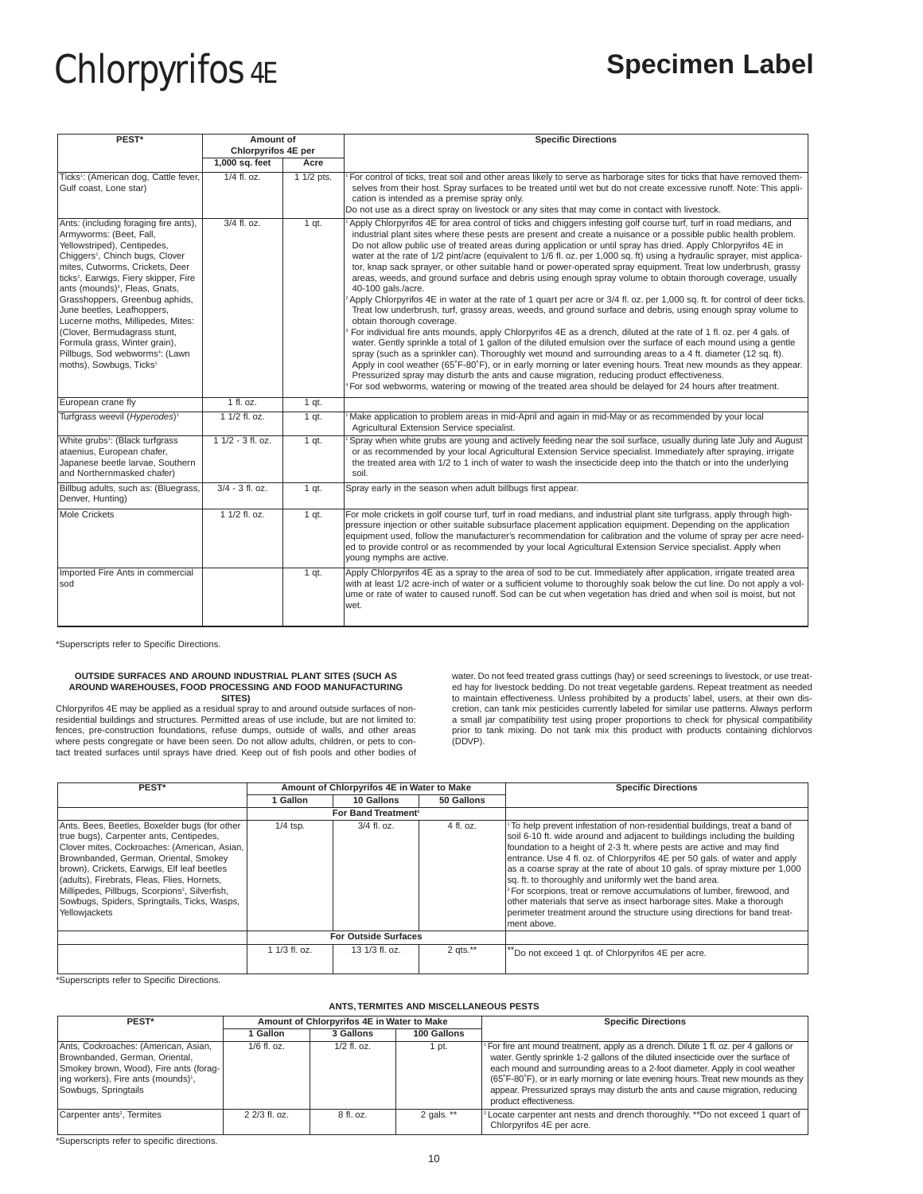# Chlorpyrifos 4E

## Specimen Label

| PEST* | Amount of Chlorpyrifos 4E per | | Specific Directions |
|---|---|---|---|
| | 1,000 sq. feet | Acre | |
| Ticks[1]: (American dog, Cattle fever, Gulf coast, Lone star) | 1/4 fl. oz. | 1 1/2 pts. | [1] For control of ticks, treat soil and other areas likely to serve as harborage sites for ticks that have removed themselves from their host. Spray surfaces to be treated until wet but do not create excessive runoff. Note: This application is intended as a premise spray only. Do not use as a direct spray on livestock or any sites that may come in contact with livestock. |
| Ants: (including foraging fire ants), Armyworms: (Beet, Fall, Yellowstriped), Centipedes, Chiggers[1], Chinch bugs, Clover mites, Cutworms, Crickets, Deer ticks[2], Earwigs, Fiery skipper, Fire ants (mounds)[3], Fleas, Gnats, Grasshoppers, Greenbug aphids, June beetles, Leafhoppers, Lucerne moths, Millipedes, Mites: (Clover, Bermudagrass stunt, Formula grass, Winter grain), Pillbugs, Sod webworms[4]: (Lawn moths), Sowbugs, Ticks[1] | 3/4 fl. oz. | 1 qt. | [1] Apply Chlorpyrifos 4E for area control of ticks and chiggers infesting golf course turf, turf in road medians, and industrial plant sites where these pests are present and create a nuisance or a possible public health problem. Do not allow public use of treated areas during application or until spray has dried. Apply Chlorpyrifos 4E in water at the rate of 1/2 pint/acre (equivalent to 1/6 fl. oz. per 1,000 sq. ft) using a hydraulic sprayer, mist applicator, knap sack sprayer, or other suitable hand or power-operated spray equipment. Treat low underbrush, grassy areas, weeds, and ground surface and debris using enough spray volume to obtain thorough coverage, usually 40-100 gals./acre. [2] Apply Chlorpyrifos 4E in water at the rate of 1 quart per acre or 3/4 fl. oz. per 1,000 sq. ft. for control of deer ticks. Treat low underbrush, turf, grassy areas, weeds, and ground surface and debris, using enough spray volume to obtain thorough coverage. [3] For individual fire ants mounds, apply Chlorpyrifos 4E as a drench, diluted at the rate of 1 fl. oz. per 4 gals. of water. Gently sprinkle a total of 1 gallon of the diluted emulsion over the surface of each mound using a gentle spray (such as a sprinkler can). Thoroughly wet mound and surrounding areas to a 4 ft. diameter (12 sq. ft). Apply in cool weather (65˚F-80˚F), or in early morning or later evening hours. Treat new mounds as they appear. Pressurized spray may disturb the ants and cause migration, reducing product effectiveness. [4] For sod webworms, watering or mowing of the treated area should be delayed for 24 hours after treatment. |
| European crane fly | 1 fl. oz. | 1 qt. | |
| Turfgrass weevil (*Hyperodes*)[1] | 1 1/2 fl. oz. | 1 qt. | [1] Make application to problem areas in mid-April and again in mid-May or as recommended by your local Agricultural Extension Service specialist. |
| White grubs[1]: (Black turfgrass ataenius, European chafer, Japanese beetle larvae, Southern and Northernmasked chafer) | 1 1/2 - 3 fl. oz. | 1 qt. | [1] Spray when white grubs are young and actively feeding near the soil surface, usually during late July and August or as recommended by your local Agricultural Extension Service specialist. Immediately after spraying, irrigate the treated area with 1/2 to 1 inch of water to wash the insecticide deep into the thatch or into the underlying soil. |
| Billbug adults, such as: (Bluegrass, Denver, Hunting) | 3/4 - 3 fl. oz. | 1 qt. | Spray early in the season when adult billbugs first appear. |
| Mole Crickets | 1 1/2 fl. oz. | 1 qt. | For mole crickets in golf course turf, turf in road medians, and industrial plant site turfgrass, apply through high-pressure injection or other suitable subsurface placement application equipment. Depending on the application equipment used, follow the manufacturer's recommendation for calibration and the volume of spray per acre needed to provide control or as recommended by your local Agricultural Extension Service specialist. Apply when young nymphs are active. |
| Imported Fire Ants in commercial sod | | 1 qt. | Apply Chlorpyrifos 4E as a spray to the area of sod to be cut. Immediately after application, irrigate treated area with at least 1/2 acre-inch of water or a sufficient volume to thoroughly soak below the cut line. Do not apply a volume or rate of water to caused runoff. Sod can be cut when vegetation has dried and when soil is moist, but not wet. |

*Superscripts refer to Specific Directions.

### OUTSIDE SURFACES AND AROUND INDUSTRIAL PLANT SITES (SUCH AS AROUND WAREHOUSES, FOOD PROCESSING AND FOOD MANUFACTURING SITES)

Chlorpyrifos 4E may be applied as a residual spray to and around outside surfaces of non-residential buildings and structures. Permitted areas of use include, but are not limited to: fences, pre-construction foundations, refuse dumps, outside of walls, and other areas where pests congregate or have been seen. Do not allow adults, children, or pets to contact treated surfaces until sprays have dried. Keep out of fish pools and other bodies of water. Do not feed treated grass cuttings (hay) or seed screenings to livestock, or use treated hay for livestock bedding. Do not treat vegetable gardens. Repeat treatment as needed to maintain effectiveness. Unless prohibited by a products' label, users, at their own discretion, can tank mix pesticides currently labeled for similar use patterns. Always perform a small jar compatibility test using proper proportions to check for physical compatibility prior to tank mixing. Do not tank mix this product with products containing dichlorvos (DDVP).

| PEST* | Amount of Chlorpyrifos 4E in Water to Make | | | Specific Directions |
|---|---|---|---|---|
| | 1 Gallon | 10 Gallons | 50 Gallons | |
| | For Band Treatment[1] | | | |
| Ants, Bees, Beetles, Boxelder bugs (for other true bugs), Carpenter ants, Centipedes, Clover mites, Cockroaches: (American, Asian, Brownbanded, German, Oriental, Smokey brown), Crickets, Earwigs, Elf leaf beetles (adults), Firebrats, Fleas, Flies, Hornets, Millipedes, Pillbugs, Scorpions[2], Silverfish, Sowbugs, Spiders, Springtails, Ticks, Wasps, Yellowjackets | 1/4 tsp. | 3/4 fl. oz. | 4 fl. oz. | [1] To help prevent infestation of non-residential buildings, treat a band of soil 6-10 ft. wide around and adjacent to buildings including the building foundation to a height of 2-3 ft. where pests are active and may find entrance. Use 4 fl. oz. of Chlorpyrifos 4E per 50 gals. of water and apply as a coarse spray at the rate of about 10 gals. of spray mixture per 1,000 sq. ft. to thoroughly and uniformly wet the band area. [2] For scorpions, treat or remove accumulations of lumber, firewood, and other materials that serve as insect harborage sites. Make a thorough perimeter treatment around the structure using directions for band treatment above. |
| | For Outside Surfaces | | | |
| | 1 1/3 fl. oz. | 13 1/3 fl. oz. | 2 qts.** | **Do not exceed 1 qt. of Chlorpyrifos 4E per acre. |

*Superscripts refer to Specific Directions.

### ANTS, TERMITES AND MISCELLANEOUS PESTS

| PEST* | Amount of Chlorpyrifos 4E in Water to Make | | | Specific Directions |
|---|---|---|---|---|
| | 1 Gallon | 3 Gallons | 100 Gallons | |
| Ants, Cockroaches: (American, Asian, Brownbanded, German, Oriental, Smokey brown, Wood), Fire ants (foraging workers), Fire ants (mounds)[1], Sowbugs, Springtails | 1/6 fl. oz. | 1/2 fl. oz. | 1 pt. | [1] For fire ant mound treatment, apply as a drench. Dilute 1 fl. oz. per 4 gallons or water. Gently sprinkle 1-2 gallons of the diluted insecticide over the surface of each mound and surrounding areas to a 2-foot diameter. Apply in cool weather (65˚F-80˚F), or in early morning or late evening hours. Treat new mounds as they appear. Pressurized sprays may disturb the ants and cause migration, reducing product effectiveness. |
| Carpenter ants[2], Termites | 2 2/3 fl. oz. | 8 fl. oz. | 2 gals. ** | [2] Locate carpenter ant nests and drench thoroughly. **Do not exceed 1 quart of Chlorpyrifos 4E per acre. |

*Superscripts refer to specific directions.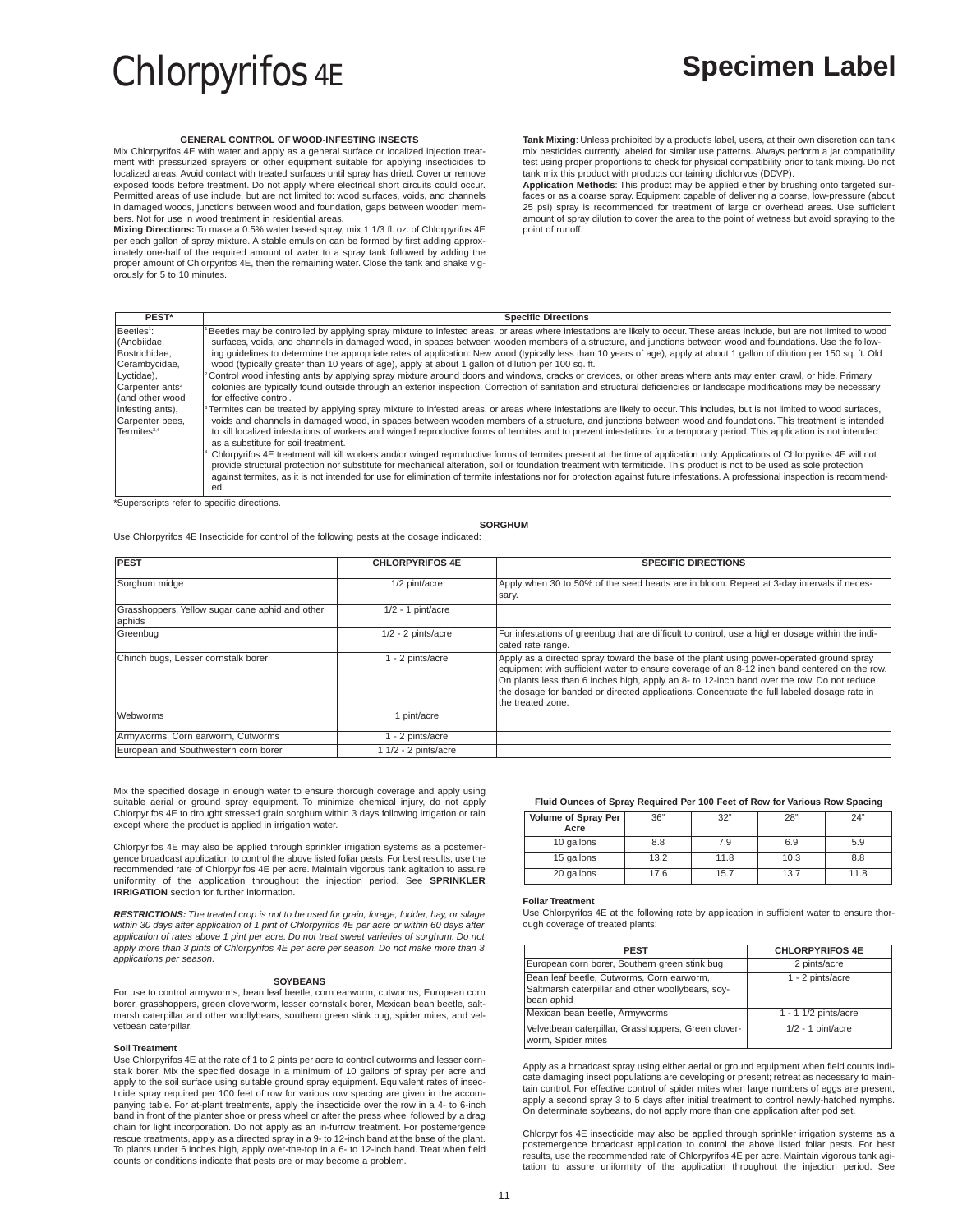# Chlorpyrifos 4E

## Specimen Label

### GENERAL CONTROL OF WOOD-INFESTING INSECTS

Mix Chlorpyrifos 4E with water and apply as a general surface or localized injection treatment with pressurized sprayers or other equipment suitable for applying insecticides to localized areas. Avoid contact with treated surfaces until spray has dried. Cover or remove exposed foods before treatment. Do not apply where electrical short circuits could occur. Permitted areas of use include, but are not limited to: wood surfaces, voids, and channels in damaged woods, junctions between wood and foundation, gaps between wooden members. Not for use in wood treatment in residential areas.

**Mixing Directions:** To make a 0.5% water based spray, mix 1 1/3 fl. oz. of Chlorpyrifos 4E per each gallon of spray mixture. A stable emulsion can be formed by first adding approximately one-half of the required amount of water to a spray tank followed by adding the proper amount of Chlorpyrifos 4E, then the remaining water. Close the tank and shake vigorously for 5 to 10 minutes.

**Tank Mixing**: Unless prohibited by a product's label, users, at their own discretion can tank mix pesticides currently labeled for similar use patterns. Always perform a jar compatibility test using proper proportions to check for physical compatibility prior to tank mixing. Do not tank mix this product with products containing dichlorvos (DDVP).

**Application Methods**: This product may be applied either by brushing onto targeted surfaces or as a coarse spray. Equipment capable of delivering a coarse, low-pressure (about 25 psi) spray is recommended for treatment of large or overhead areas. Use sufficient amount of spray dilution to cover the area to the point of wetness but avoid spraying to the point of runoff.

| PEST* | Specific Directions |
|---|---|
| Beetles[1]: (Anobiidae, Bostrichidae, Cerambycidae, Lyctidae), Carpenter ants[2] (and other wood infesting ants), Carpenter bees, Termites[3,4] | [1] Beetles may be controlled by applying spray mixture to infested areas, or areas where infestations are likely to occur. These areas include, but are not limited to wood surfaces, voids, and channels in damaged wood, in spaces between wooden members of a structure, and junctions between wood and foundations. Use the following guidelines to determine the appropriate rates of application: New wood (typically less than 10 years of age), apply at about 1 gallon of dilution per 150 sq. ft. Old wood (typically greater than 10 years of age), apply at about 1 gallon of dilution per 100 sq. ft.<br>[2] Control wood infesting ants by applying spray mixture around doors and windows, cracks or crevices, or other areas where ants may enter, crawl, or hide. Primary colonies are typically found outside through an exterior inspection. Correction of sanitation and structural deficiencies or landscape modifications may be necessary for effective control.<br>[3] Termites can be treated by applying spray mixture to infested areas, or areas where infestations are likely to occur. This includes, but is not limited to wood surfaces, voids and channels in damaged wood, in spaces between wooden members of a structure, and junctions between wood and foundations. This treatment is intended to kill localized infestations of workers and winged reproductive forms of termites and to prevent infestations for a temporary period. This application is not intended as a substitute for soil treatment.<br>[4] Chlorpyrifos 4E treatment will kill workers and/or winged reproductive forms of termites present at the time of application only. Applications of Chlorpyrifos 4E will not provide structural protection nor substitute for mechanical alteration, soil or foundation treatment with termiticide. This product is not to be used as sole protection against termites, as it is not intended for use for elimination of termite infestations nor for protection against future infestations. A professional inspection is recommended. |

*Superscripts refer to specific directions.

### SORGHUM

Use Chlorpyrifos 4E Insecticide for control of the following pests at the dosage indicated:

| PEST | CHLORPYRIFOS 4E | SPECIFIC DIRECTIONS |
|---|---|---|
| Sorghum midge | 1/2 pint/acre | Apply when 30 to 50% of the seed heads are in bloom. Repeat at 3-day intervals if necessary. |
| Grasshoppers, Yellow sugar cane aphid and other aphids | 1/2 - 1 pint/acre | |
| Greenbug | 1/2 - 2 pints/acre | For infestations of greenbug that are difficult to control, use a higher dosage within the indicated rate range. |
| Chinch bugs, Lesser cornstalk borer | 1 - 2 pints/acre | Apply as a directed spray toward the base of the plant using power-operated ground spray equipment with sufficient water to ensure coverage of an 8-12 inch band centered on the row. On plants less than 6 inches high, apply an 8- to 12-inch band over the row. Do not reduce the dosage for banded or directed applications. Concentrate the full labeled dosage rate in the treated zone. |
| Webworms | 1 pint/acre | |
| Armyworms, Corn earworm, Cutworms | 1 - 2 pints/acre | |
| European and Southwestern corn borer | 1 1/2 - 2 pints/acre | |

Mix the specified dosage in enough water to ensure thorough coverage and apply using suitable aerial or ground spray equipment. To minimize chemical injury, do not apply Chlorpyrifos 4E to drought stressed grain sorghum within 3 days following irrigation or rain except where the product is applied in irrigation water.

Chlorpyrifos 4E may also be applied through sprinkler irrigation systems as a postemergence broadcast application to control the above listed foliar pests. For best results, use the recommended rate of Chlorpyrifos 4E per acre. Maintain vigorous tank agitation to assure uniformity of the application throughout the injection period. See **SPRINKLER IRRIGATION** section for further information.

***RESTRICTIONS:*** *The treated crop is not to be used for grain, forage, fodder, hay, or silage within 30 days after application of 1 pint of Chlorpyrifos 4E per acre or within 60 days after application of rates above 1 pint per acre. Do not treat sweet varieties of sorghum. Do not apply more than 3 pints of Chlorpyrifos 4E per acre per season. Do not make more than 3 applications per season.*

### SOYBEANS

For use to control armyworms, bean leaf beetle, corn earworm, cutworms, European corn borer, grasshoppers, green cloverworm, lesser cornstalk borer, Mexican bean beetle, saltmarsh caterpillar and other woollybears, southern green stink bug, spider mites, and velvetbean caterpillar.

**Soil Treatment**

Use Chlorpyrifos 4E at the rate of 1 to 2 pints per acre to control cutworms and lesser cornstalk borer. Mix the specified dosage in a minimum of 10 gallons of spray per acre and apply to the soil surface using suitable ground spray equipment. Equivalent rates of insecticide spray required per 100 feet of row for various row spacing are given in the accompanying table. For at-plant treatments, apply the insecticide over the row in a 4- to 6-inch band in front of the planter shoe or press wheel or after the press wheel followed by a drag chain for light incorporation. Do not apply as an in-furrow treatment. For postemergence rescue treatments, apply as a directed spray in a 9- to 12-inch band at the base of the plant. To plants under 6 inches high, apply over-the-top in a 6- to 12-inch band. Treat when field counts or conditions indicate that pests are or may become a problem.

**Fluid Ounces of Spray Required Per 100 Feet of Row for Various Row Spacing**

| Volume of Spray Per Acre | 36" | 32" | 28" | 24" |
|---|---|---|---|---|
| 10 gallons | 8.8 | 7.9 | 6.9 | 5.9 |
| 15 gallons | 13.2 | 11.8 | 10.3 | 8.8 |
| 20 gallons | 17.6 | 15.7 | 13.7 | 11.8 |

**Foliar Treatment**

Use Chlorpyrifos 4E at the following rate by application in sufficient water to ensure thorough coverage of treated plants:

| PEST | CHLORPYRIFOS 4E |
|---|---|
| European corn borer, Southern green stink bug | 2 pints/acre |
| Bean leaf beetle, Cutworms, Corn earworm, Saltmarsh caterpillar and other woollybears, soybean aphid | 1 - 2 pints/acre |
| Mexican bean beetle, Armyworms | 1 - 1 1/2 pints/acre |
| Velvetbean caterpillar, Grasshoppers, Green cloverworm, Spider mites | 1/2 - 1 pint/acre |

Apply as a broadcast spray using either aerial or ground equipment when field counts indicate damaging insect populations are developing or present; retreat as necessary to maintain control. For effective control of spider mites when large numbers of eggs are present, apply a second spray 3 to 5 days after initial treatment to control newly-hatched nymphs. On determinate soybeans, do not apply more than one application after pod set.

Chlorpyrifos 4E insecticide may also be applied through sprinkler irrigation systems as a postemergence broadcast application to control the above listed foliar pests. For best results, use the recommended rate of Chlorpyrifos 4E per acre. Maintain vigorous tank agitation to assure uniformity of the application throughout the injection period. See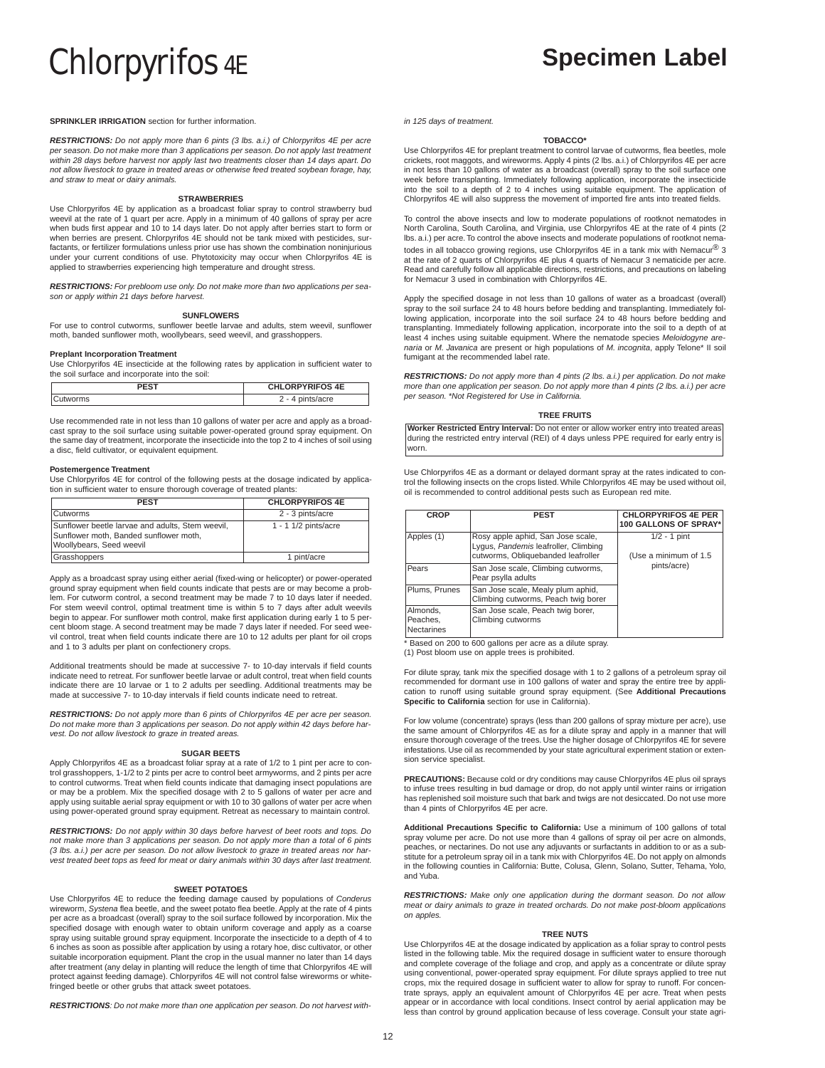**SPRINKLER IRRIGATION** section for further information.

***RESTRICTIONS:*** *Do not apply more than 6 pints (3 lbs. a.i.) of Chlorpyrifos 4E per acre per season. Do not make more than 3 applications per season. Do not apply last treatment within 28 days before harvest nor apply last two treatments closer than 14 days apart. Do not allow livestock to graze in treated areas or otherwise feed treated soybean forage, hay, and straw to meat or dairy animals.*

#### STRAWBERRIES

Use Chlorpyrifos 4E by application as a broadcast foliar spray to control strawberry bud weevil at the rate of 1 quart per acre. Apply in a minimum of 40 gallons of spray per acre when buds first appear and 10 to 14 days later. Do not apply after berries start to form or when berries are present. Chlorpyrifos 4E should not be tank mixed with pesticides, surfactants, or fertilizer formulations unless prior use has shown the combination noninjurious under your current conditions of use. Phytotoxicity may occur when Chlorpyrifos 4E is applied to strawberries experiencing high temperature and drought stress.

***RESTRICTIONS:*** *For prebloom use only. Do not make more than two applications per season or apply within 21 days before harvest.*

#### SUNFLOWERS

For use to control cutworms, sunflower beetle larvae and adults, stem weevil, sunflower moth, banded sunflower moth, woollybears, seed weevil, and grasshoppers.

**Preplant Incorporation Treatment**

Use Chlorpyrifos 4E insecticide at the following rates by application in sufficient water to the soil surface and incorporate into the soil:

| PEST | CHLORPYRIFOS 4E |
|---|---|
| Cutworms | 2 - 4 pints/acre |

Use recommended rate in not less than 10 gallons of water per acre and apply as a broadcast spray to the soil surface using suitable power-operated ground spray equipment. On the same day of treatment, incorporate the insecticide into the top 2 to 4 inches of soil using a disc, field cultivator, or equivalent equipment.

**Postemergence Treatment**

Use Chlorpyrifos 4E for control of the following pests at the dosage indicated by application in sufficient water to ensure thorough coverage of treated plants:

| PEST | CHLORPYRIFOS 4E |
|---|---|
| Cutworms | 2 - 3 pints/acre |
| Sunflower beetle larvae and adults, Stem weevil, Sunflower moth, Banded sunflower moth, Woollybears, Seed weevil | 1 - 1 1/2 pints/acre |
| Grasshoppers | 1 pint/acre |

Apply as a broadcast spray using either aerial (fixed-wing or helicopter) or power-operated ground spray equipment when field counts indicate that pests are or may become a problem. For cutworm control, a second treatment may be made 7 to 10 days later if needed. For stem weevil control, optimal treatment time is within 5 to 7 days after adult weevils begin to appear. For sunflower moth control, make first application during early 1 to 5 percent bloom stage. A second treatment may be made 7 days later if needed. For seed weevil control, treat when field counts indicate there are 10 to 12 adults per plant for oil crops and 1 to 3 adults per plant on confectionery crops.

Additional treatments should be made at successive 7- to 10-day intervals if field counts indicate need to retreat. For sunflower beetle larvae or adult control, treat when field counts indicate there are 10 larvae or 1 to 2 adults per seedling. Additional treatments may be made at successive 7- to 10-day intervals if field counts indicate need to retreat.

***RESTRICTIONS:*** *Do not apply more than 6 pints of Chlorpyrifos 4E per acre per season. Do not make more than 3 applications per season. Do not apply within 42 days before harvest. Do not allow livestock to graze in treated areas.*

#### SUGAR BEETS

Apply Chlorpyrifos 4E as a broadcast foliar spray at a rate of 1/2 to 1 pint per acre to control grasshoppers, 1-1/2 to 2 pints per acre to control beet armyworms, and 2 pints per acre to control cutworms. Treat when field counts indicate that damaging insect populations are or may be a problem. Mix the specified dosage with 2 to 5 gallons of water per acre and apply using suitable aerial spray equipment or with 10 to 30 gallons of water per acre when using power-operated ground spray equipment. Retreat as necessary to maintain control.

***RESTRICTIONS:*** *Do not apply within 30 days before harvest of beet roots and tops. Do not make more than 3 applications per season. Do not apply more than a total of 6 pints (3 lbs. a.i.) per acre per season. Do not allow livestock to graze in treated areas nor harvest treated beet tops as feed for meat or dairy animals within 30 days after last treatment.*

#### SWEET POTATOES

Use Chlorpyrifos 4E to reduce the feeding damage caused by populations of *Conderus* wireworm, *Systena* flea beetle, and the sweet potato flea beetle. Apply at the rate of 4 pints per acre as a broadcast (overall) spray to the soil surface followed by incorporation. Mix the specified dosage with enough water to obtain uniform coverage and apply as a coarse spray using suitable ground spray equipment. Incorporate the insecticide to a depth of 4 to 6 inches as soon as possible after application by using a rotary hoe, disc cultivator, or other suitable incorporation equipment. Plant the crop in the usual manner no later than 14 days after treatment (any delay in planting will reduce the length of time that Chlorpyrifos 4E will protect against feeding damage). Chlorpyrifos 4E will not control false wireworms or white-fringed beetle or other grubs that attack sweet potatoes.

***RESTRICTIONS****: Do not make more than one application per season. Do not harvest within 125 days of treatment.*

#### TOBACCO*

Use Chlorpyrifos 4E for preplant treatment to control larvae of cutworms, flea beetles, mole crickets, root maggots, and wireworms. Apply 4 pints (2 lbs. a.i.) of Chlorpyrifos 4E per acre in not less than 10 gallons of water as a broadcast (overall) spray to the soil surface one week before transplanting. Immediately following application, incorporate the insecticide into the soil to a depth of 2 to 4 inches using suitable equipment. The application of Chlorpyrifos 4E will also suppress the movement of imported fire ants into treated fields.

To control the above insects and low to moderate populations of rootknot nematodes in North Carolina, South Carolina, and Virginia, use Chlorpyrifos 4E at the rate of 4 pints (2 lbs. a.i.) per acre. To control the above insects and moderate populations of rootknot nematodes in all tobacco growing regions, use Chlorpyrifos 4E in a tank mix with Nemacur® 3 at the rate of 2 quarts of Chlorpyrifos 4E plus 4 quarts of Nemacur 3 nematicide per acre. Read and carefully follow all applicable directions, restrictions, and precautions on labeling for Nemacur 3 used in combination with Chlorpyrifos 4E.

Apply the specified dosage in not less than 10 gallons of water as a broadcast (overall) spray to the soil surface 24 to 48 hours before bedding and transplanting. Immediately following application, incorporate into the soil surface 24 to 48 hours before bedding and transplanting. Immediately following application, incorporate into the soil to a depth of at least 4 inches using suitable equipment. Where the nematode species *Meloidogyne arenaria* or *M. Javanica* are present or high populations of *M. incognita*, apply Telone* II soil fumigant at the recommended label rate.

***RESTRICTIONS:*** *Do not apply more than 4 pints (2 lbs. a.i.) per application. Do not make more than one application per season. Do not apply more than 4 pints (2 lbs. a.i.) per acre per season. *Not Registered for Use in California.*

#### TREE FRUITS

**Worker Restricted Entry Interval:** Do not enter or allow worker entry into treated areas during the restricted entry interval (REI) of 4 days unless PPE required for early entry is worn.

Use Chlorpyrifos 4E as a dormant or delayed dormant spray at the rates indicated to control the following insects on the crops listed. While Chlorpyrifos 4E may be used without oil, oil is recommended to control additional pests such as European red mite.

| CROP | PEST | CHLORPYRIFOS 4E PER 100 GALLONS OF SPRAY* |
|---|---|---|
| Apples (1) | Rosy apple aphid, San Jose scale, Lygus, *Pandemis* leafroller, Climbing cutworms, Obliquebanded leafroller | 1/2 - 1 pint (Use a minimum of 1.5 pints/acre) |
| Pears | San Jose scale, Climbing cutworms, Pear psylla adults | |
| Plums, Prunes | San Jose scale, Mealy plum aphid, Climbing cutworms, Peach twig borer | |
| Almonds, Peaches, Nectarines | San Jose scale, Peach twig borer, Climbing cutworms | |

\* Based on 200 to 600 gallons per acre as a dilute spray.
(1) Post bloom use on apple trees is prohibited.

For dilute spray, tank mix the specified dosage with 1 to 2 gallons of a petroleum spray oil recommended for dormant use in 100 gallons of water and spray the entire tree by application to runoff using suitable ground spray equipment. (See **Additional Precautions Specific to California** section for use in California).

For low volume (concentrate) sprays (less than 200 gallons of spray mixture per acre), use the same amount of Chlorpyrifos 4E as for a dilute spray and apply in a manner that will ensure thorough coverage of the trees. Use the higher dosage of Chlorpyrifos 4E for severe infestations. Use oil as recommended by your state agricultural experiment station or extension service specialist.

**PRECAUTIONS:** Because cold or dry conditions may cause Chlorpyrifos 4E plus oil sprays to infuse trees resulting in bud damage or drop, do not apply until winter rains or irrigation has replenished soil moisture such that bark and twigs are not desiccated. Do not use more than 4 pints of Chlorpyrifos 4E per acre.

**Additional Precautions Specific to California:** Use a minimum of 100 gallons of total spray volume per acre. Do not use more than 4 gallons of spray oil per acre on almonds, peaches, or nectarines. Do not use any adjuvants or surfactants in addition to or as a substitute for a petroleum spray oil in a tank mix with Chlorpyrifos 4E. Do not apply on almonds in the following counties in California: Butte, Colusa, Glenn, Solano, Sutter, Tehama, Yolo, and Yuba.

***RESTRICTIONS:*** *Make only one application during the dormant season. Do not allow meat or dairy animals to graze in treated orchards. Do not make post-bloom applications on apples.*

#### TREE NUTS

Use Chlorpyrifos 4E at the dosage indicated by application as a foliar spray to control pests listed in the following table. Mix the required dosage in sufficient water to ensure thorough and complete coverage of the foliage and crop, and apply as a concentrate or dilute spray using conventional, power-operated spray equipment. For dilute sprays applied to tree nut crops, mix the required dosage in sufficient water to allow for spray to runoff. For concentrate sprays, apply an equivalent amount of Chlorpyrifos 4E per acre. Treat when pests appear or in accordance with local conditions. Insect control by aerial application may be less than control by ground application because of less coverage. Consult your state agri-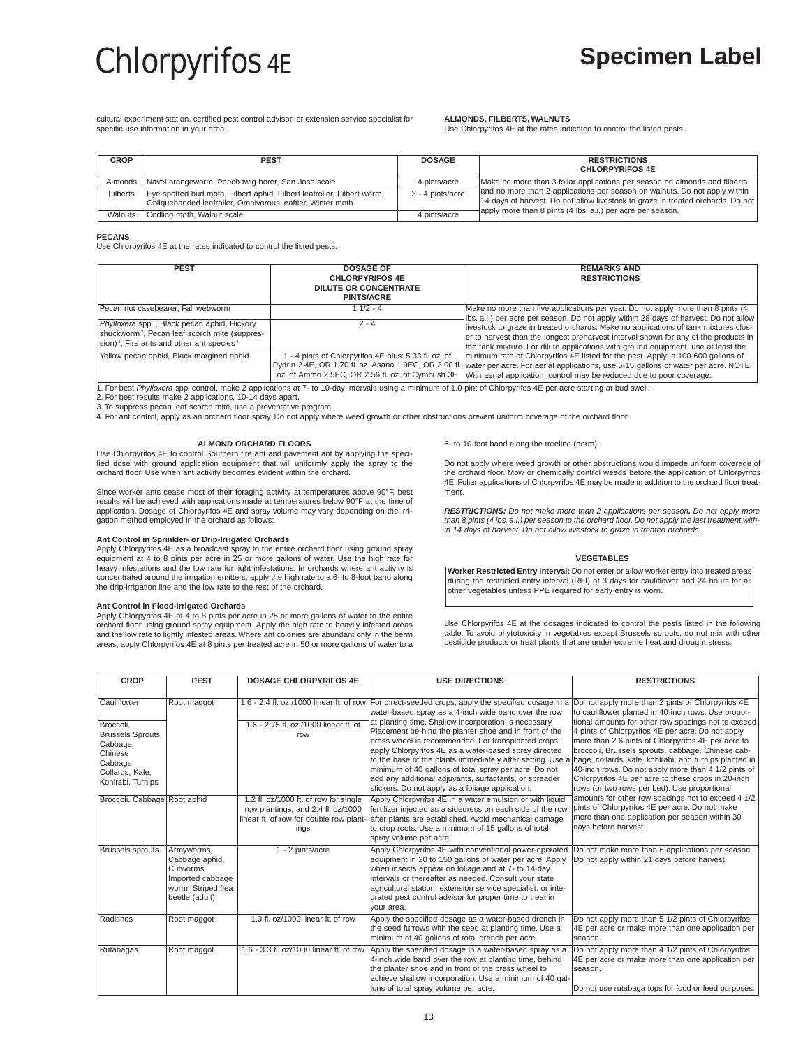# Chlorpyrifos 4E

**Specimen Label**

cultural experiment station, certified pest control advisor, or extension service specialist for specific use information in your area.

**ALMONDS, FILBERTS, WALNUTS**

Use Chlorpyrifos 4E at the rates indicated to control the listed pests.

| CROP | PEST | DOSAGE | RESTRICTIONS CHLORPYRIFOS 4E |
|---|---|---|---|
| Almonds | Navel orangeworm, Peach twig borer, San Jose scale | 4 pints/acre | Make no more than 3 foliar applications per season on almonds and filberts and no more than 2 applications per season on walnuts. Do not apply within 14 days of harvest. Do not allow livestock to graze in treated orchards. Do not apply more than 8 pints (4 lbs. a.i.) per acre per season. |
| Filberts | Eye-spotted bud moth, Filbert aphid, Filbert leafroller, Filbert worm, Obliquebanded leafroller, Omnivorous leaftier, Winter moth | 3 - 4 pints/acre | |
| Walnuts | Codling moth, Walnut scale | 4 pints/acre | |

**PECANS**

Use Chlorpyrifos 4E at the rates indicated to control the listed pests.

| PEST | DOSAGE OF CHLORPYRIFOS 4E DILUTE OR CONCENTRATE PINTS/ACRE | REMARKS AND RESTRICTIONS |
|---|---|---|
| Pecan nut casebearer, Fall webworm | 1 1/2 - 4 | Make no more than five applications per year. Do not apply more than 8 pints (4 lbs. a.i.) per acre per season. Do not apply within 28 days of harvest. Do not allow livestock to graze in treated orchards. Make no applications of tank mixtures closer to harvest than the longest preharvest interval shown for any of the products in the tank mixture. For dilute applications with ground equipment, use at least the minimum rate of Chlorpyrifos 4E listed for the pest. Apply in 100-600 gallons of water per acre. For aerial applications, use 5-15 gallons of water per acre. NOTE: With aerial application, control may be reduced due to poor coverage. |
| *Phylloxera* spp.[1], Black pecan aphid, Hickory shuckworm[2], Pecan leaf scorch mite (suppression)[3], Fire ants and other ant species[4] | 2 - 4 | |
| Yellow pecan aphid, Black margined aphid | 1 - 4 pints of Chlorpyrifos 4E plus: 5.33 fl. oz. of Pydrin 2.4E, OR 1.70 fl. oz. Asana 1.9EC, OR 3.00 fl. oz. of Ammo 2.5EC, OR 2.56 fl. oz. of Cymbush 3E | |

1. For best *Phylloxera* spp. control, make 2 applications at 7- to 10-day intervals using a minimum of 1.0 pint of Chlorpyrifos 4E per acre starting at bud swell.
2. For best results make 2 applications, 10-14 days apart.
3. To suppress pecan leaf scorch mite, use a preventative program.
4. For ant control, apply as an orchard floor spray. Do not apply where weed growth or other obstructions prevent uniform coverage of the orchard floor.

**ALMOND ORCHARD FLOORS**

Use Chlorpyrifos 4E to control Southern fire ant and pavement ant by applying the specified dose with ground application equipment that will uniformly apply the spray to the orchard floor. Use when ant activity becomes evident within the orchard.

Since worker ants cease most of their foraging activity at temperatures above 90°F, best results will be achieved with applications made at temperatures below 90°F at the time of application. Dosage of Chlorpyrifos 4E and spray volume may vary depending on the irrigation method employed in the orchard as follows:

**Ant Control in Sprinkler- or Drip-Irrigated Orchards**

Apply Chlorpyrifos 4E as a broadcast spray to the entire orchard floor using ground spray equipment at 4 to 8 pints per acre in 25 or more gallons of water. Use the high rate for heavy infestations and the low rate for light infestations. In orchards where ant activity is concentrated around the irrigation emitters, apply the high rate to a 6- to 8-foot band along the drip-irrigation line and the low rate to the rest of the orchard.

**Ant Control in Flood-Irrigated Orchards**

Apply Chlorpyrifos 4E at 4 to 8 pints per acre in 25 or more gallons of water to the entire orchard floor using ground spray equipment. Apply the high rate to heavily infested areas and the low rate to lightly infested areas. Where ant colonies are abundant only in the berm areas, apply Chlorpyrifos 4E at 8 pints per treated acre in 50 or more gallons of water to a 6- to 10-foot band along the treeline (berm).

Do not apply where weed growth or other obstructions would impede uniform coverage of the orchard floor. Mow or chemically control weeds before the application of Chlorpyrifos 4E. Foliar applications of Chlorpyrifos 4E may be made in addition to the orchard floor treatment.

***RESTRICTIONS:*** *Do not make more than 2 applications per season. Do not apply more than 8 pints (4 lbs. a.i.) per season to the orchard floor. Do not apply the last treatment within 14 days of harvest. Do not allow livestock to graze in treated orchards.*

**VEGETABLES**

**Worker Restricted Entry Interval:** Do not enter or allow worker entry into treated areas during the restricted entry interval (REI) of 3 days for cauliflower and 24 hours for all other vegetables unless PPE required for early entry is worn.

Use Chlorpyrifos 4E at the dosages indicated to control the pests listed in the following table. To avoid phytotoxicity in vegetables except Brussels sprouts, do not mix with other pesticide products or treat plants that are under extreme heat and drought stress.

| CROP | PEST | DOSAGE CHLORPYRIFOS 4E | USE DIRECTIONS | RESTRICTIONS |
|---|---|---|---|---|
| Cauliflower | Root maggot | 1.6 - 2.4 fl. oz./1000 linear ft. of row | For direct-seeded crops, apply the specified dosage in a water-based spray as a 4-inch wide band over the row at planting time. Shallow incorporation is necessary. Placement be-hind the planter shoe and in front of the press wheel is recommended. For transplanted crops, apply Chlorpyrifos 4E as a water-based spray directed to the base of the plants immediately after setting. Use a minimum of 40 gallons of total spray per acre. Do not add any additional adjuvants, surfactants, or spreader stickers. Do not apply as a foliage application. | Do not apply more than 2 pints of Chlorpyrifos 4E to cauliflower planted in 40-inch rows. Use proportional amounts for other row spacings not to exceed 4 pints of Chlorpyrifos 4E per acre. Do not apply more than 2.6 pints of Chlorpyrifos 4E per acre to broccoli, Brussels sprouts, cabbage, Chinese cabbage, collards, kale, kohlrabi, and turnips planted in 40-inch rows. Do not apply more than 4 1/2 pints of Chlorpyrifos 4E per acre to these crops in 20-inch rows (or two rows per bed). Use proportional amounts for other row spacings not to exceed 4 1/2 pints of Chlorpyrifos 4E per acre. Do not make more than one application per season within 30 days before harvest. |
| Broccoli, Brussels Sprouts, Cabbage, Chinese Cabbage, Collards, Kale, Kohlrabi, Turnips | | 1.6 - 2.75 fl. oz./1000 linear ft. of row | | |
| Broccoli, Cabbage | Root aphid | 1.2 fl. oz/1000 ft. of row for single row plantings, and 2.4 fl. oz/1000 linear ft. of row for double row plantings | Apply Chlorpyrifos 4E in a water emulsion or with liquid fertilizer injected as a sidedress on each side of the row after plants are established. Avoid mechanical damage to crop roots. Use a minimum of 15 gallons of total spray volume per acre. | |
| Brussels sprouts | Armyworms, Cabbage aphid, Cutworms. Imported cabbage worm, Striped flea beetle (adult) | 1 - 2 pints/acre | Apply Chlorpyrifos 4E with conventional power-operated equipment in 20 to 150 gallons of water per acre. Apply when insects appear on foliage and at 7- to 14-day intervals or thereafter as needed. Consult your state agricultural station, extension service specialist, or integrated pest control advisor for proper time to treat in your area. | Do not make more than 6 applications per season. Do not apply within 21 days before harvest. |
| Radishes | Root maggot | 1.0 fl. oz/1000 linear ft. of row | Apply the specified dosage as a water-based drench in the seed furrows with the seed at planting time. Use a minimum of 40 gallons of total drench per acre. | Do not apply more than 5 1/2 pints of Chlorpyrifos 4E per acre or make more than one application per season. |
| Rutabagas | Root maggot | 1.6 - 3.3 fl. oz/1000 linear ft. of row | Apply the specified dosage in a water-based spray as a 4-inch wide band over the row at planting time, behind the planter shoe and in front of the press wheel to achieve shallow incorporation. Use a minimum of 40 gallons of total spray volume per acre. | Do not apply more than 4 1/2 pints of Chlorpyrifos 4E per acre or make more than one application per season. Do not use rutabaga tops for food or feed purposes. |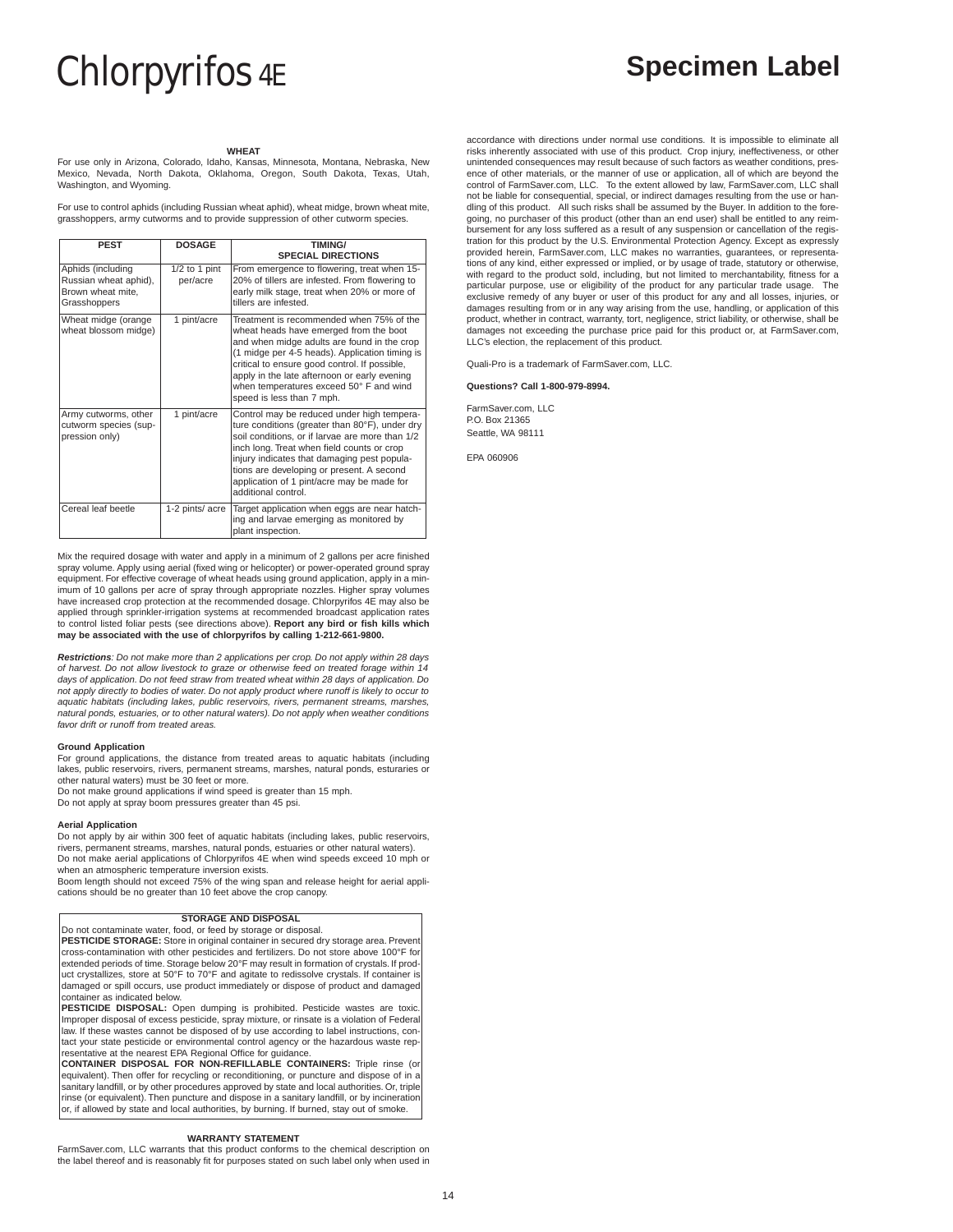# Chlorpyrifos 4E

## Specimen Label

### WHEAT

For use only in Arizona, Colorado, Idaho, Kansas, Minnesota, Montana, Nebraska, New Mexico, Nevada, North Dakota, Oklahoma, Oregon, South Dakota, Texas, Utah, Washington, and Wyoming.

For use to control aphids (including Russian wheat aphid), wheat midge, brown wheat mite, grasshoppers, army cutworms and to provide suppression of other cutworm species.

| PEST | DOSAGE | TIMING/ SPECIAL DIRECTIONS |
|---|---|---|
| Aphids (including Russian wheat aphid), Brown wheat mite, Grasshoppers | 1/2 to 1 pint per/acre | From emergence to flowering, treat when 15-20% of tillers are infested. From flowering to early milk stage, treat when 20% or more of tillers are infested. |
| Wheat midge (orange wheat blossom midge) | 1 pint/acre | Treatment is recommended when 75% of the wheat heads have emerged from the boot and when midge adults are found in the crop (1 midge per 4-5 heads). Application timing is critical to ensure good control. If possible, apply in the late afternoon or early evening when temperatures exceed 50° F and wind speed is less than 7 mph. |
| Army cutworms, other cutworm species (suppression only) | 1 pint/acre | Control may be reduced under high temperature conditions (greater than 80°F), under dry soil conditions, or if larvae are more than 1/2 inch long. Treat when field counts or crop injury indicates that damaging pest populations are developing or present. A second application of 1 pint/acre may be made for additional control. |
| Cereal leaf beetle | 1-2 pints/ acre | Target application when eggs are near hatching and larvae emerging as monitored by plant inspection. |

Mix the required dosage with water and apply in a minimum of 2 gallons per acre finished spray volume. Apply using aerial (fixed wing or helicopter) or power-operated ground spray equipment. For effective coverage of wheat heads using ground application, apply in a minimum of 10 gallons per acre of spray through appropriate nozzles. Higher spray volumes have increased crop protection at the recommended dosage. Chlorpyrifos 4E may also be applied through sprinkler-irrigation systems at recommended broadcast application rates to control listed foliar pests (see directions above). **Report any bird or fish kills which may be associated with the use of chlorpyrifos by calling 1-212-661-9800.**

***Restrictions**: Do not make more than 2 applications per crop. Do not apply within 28 days of harvest. Do not allow livestock to graze or otherwise feed on treated forage within 14 days of application. Do not feed straw from treated wheat within 28 days of application. Do not apply directly to bodies of water. Do not apply product where runoff is likely to occur to aquatic habitats (including lakes, public reservoirs, rivers, permanent streams, marshes, natural ponds, estuaries, or to other natural waters). Do not apply when weather conditions favor drift or runoff from treated areas.*

**Ground Application**

For ground applications, the distance from treated areas to aquatic habitats (including lakes, public reservoirs, rivers, permanent streams, marshes, natural ponds, esturaries or other natural waters) must be 30 feet or more.

Do not make ground applications if wind speed is greater than 15 mph.

Do not apply at spray boom pressures greater than 45 psi.

**Aerial Application**

Do not apply by air within 300 feet of aquatic habitats (including lakes, public reservoirs, rivers, permanent streams, marshes, natural ponds, estuaries or other natural waters).

Do not make aerial applications of Chlorpyrifos 4E when wind speeds exceed 10 mph or when an atmospheric temperature inversion exists.

Boom length should not exceed 75% of the wing span and release height for aerial applications should be no greater than 10 feet above the crop canopy.

### STORAGE AND DISPOSAL

Do not contaminate water, food, or feed by storage or disposal.

**PESTICIDE STORAGE:** Store in original container in secured dry storage area. Prevent cross-contamination with other pesticides and fertilizers. Do not store above 100°F for extended periods of time. Storage below 20°F may result in formation of crystals. If product crystallizes, store at 50°F to 70°F and agitate to redissolve crystals. If container is damaged or spill occurs, use product immediately or dispose of product and damaged container as indicated below.

**PESTICIDE DISPOSAL:** Open dumping is prohibited. Pesticide wastes are toxic. Improper disposal of excess pesticide, spray mixture, or rinsate is a violation of Federal law. If these wastes cannot be disposed of by use according to label instructions, contact your state pesticide or environmental control agency or the hazardous waste representative at the nearest EPA Regional Office for guidance.

**CONTAINER DISPOSAL FOR NON-REFILLABLE CONTAINERS:** Triple rinse (or equivalent). Then offer for recycling or reconditioning, or puncture and dispose of in a sanitary landfill, or by other procedures approved by state and local authorities. Or, triple rinse (or equivalent). Then puncture and dispose in a sanitary landfill, or by incineration or, if allowed by state and local authorities, by burning. If burned, stay out of smoke.

### WARRANTY STATEMENT

FarmSaver.com, LLC warrants that this product conforms to the chemical description on the label thereof and is reasonably fit for purposes stated on such label only when used in accordance with directions under normal use conditions. It is impossible to eliminate all risks inherently associated with use of this product. Crop injury, ineffectiveness, or other unintended consequences may result because of such factors as weather conditions, presence of other materials, or the manner of use or application, all of which are beyond the control of FarmSaver.com, LLC. To the extent allowed by law, FarmSaver.com, LLC shall not be liable for consequential, special, or indirect damages resulting from the use or handling of this product. All such risks shall be assumed by the Buyer. In addition to the foregoing, no purchaser of this product (other than an end user) shall be entitled to any reimbursement for any loss suffered as a result of any suspension or cancellation of the registration for this product by the U.S. Environmental Protection Agency. Except as expressly provided herein, FarmSaver.com, LLC makes no warranties, guarantees, or representations of any kind, either expressed or implied, or by usage of trade, statutory or otherwise, with regard to the product sold, including, but not limited to merchantability, fitness for a particular purpose, use or eligibility of the product for any particular trade usage. The exclusive remedy of any buyer or user of this product for any and all losses, injuries, or damages resulting from or in any way arising from the use, handling, or application of this product, whether in contract, warranty, tort, negligence, strict liability, or otherwise, shall be damages not exceeding the purchase price paid for this product or, at FarmSaver.com, LLC's election, the replacement of this product.

Quali-Pro is a trademark of FarmSaver.com, LLC.

**Questions? Call 1-800-979-8994.**

FarmSaver.com, LLC
P.O. Box 21365
Seattle, WA 98111

EPA 060906